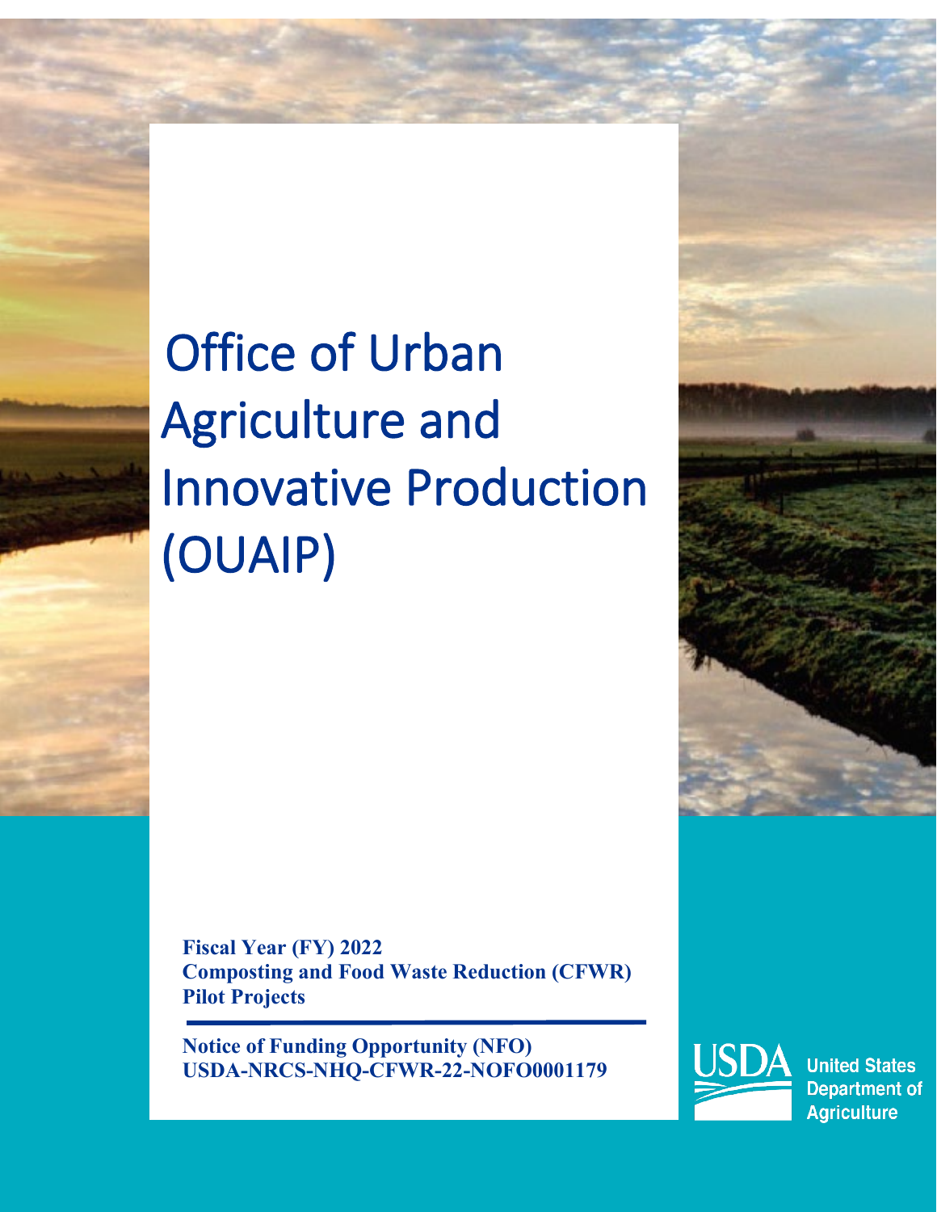# Office of Urban Agriculture and Innovative Production (OUAIP)

**Fiscal Year (FY) 2022**
**Composting and Food Waste Reduction (CFWR) Pilot Projects**

---

**Notice of Funding Opportunity (NFO)**
**USDA-NRCS-NHQ-CFWR-22-NOFO0001179**

USDA United States Department of Agriculture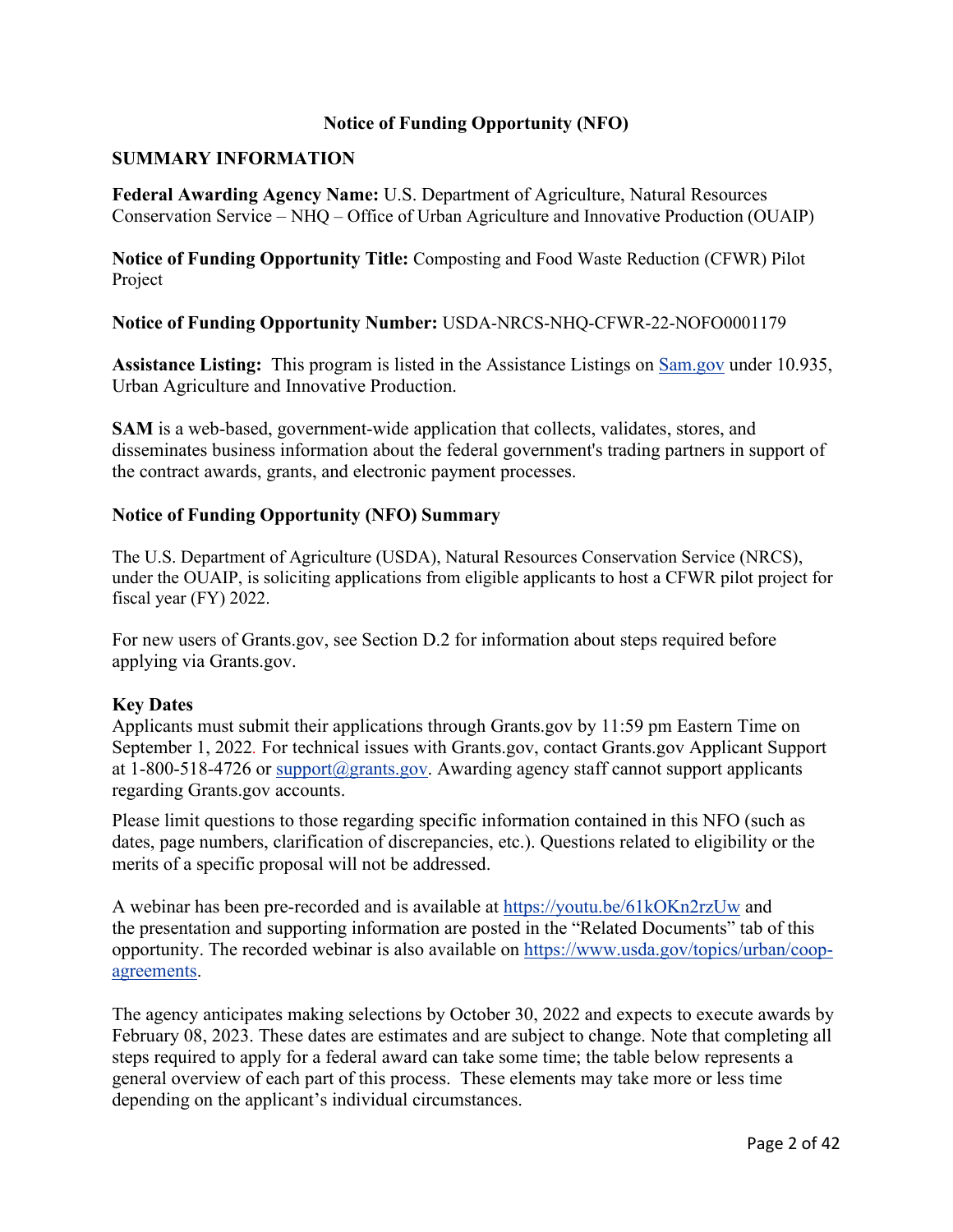# Notice of Funding Opportunity (NFO)

## SUMMARY INFORMATION

**Federal Awarding Agency Name:** U.S. Department of Agriculture, Natural Resources Conservation Service – NHQ – Office of Urban Agriculture and Innovative Production (OUAIP)

**Notice of Funding Opportunity Title:** Composting and Food Waste Reduction (CFWR) Pilot Project

**Notice of Funding Opportunity Number:** USDA-NRCS-NHQ-CFWR-22-NOFO0001179

**Assistance Listing:** This program is listed in the Assistance Listings on [Sam.gov](https://sam.gov) under 10.935, Urban Agriculture and Innovative Production.

**SAM** is a web-based, government-wide application that collects, validates, stores, and disseminates business information about the federal government's trading partners in support of the contract awards, grants, and electronic payment processes.

### Notice of Funding Opportunity (NFO) Summary

The U.S. Department of Agriculture (USDA), Natural Resources Conservation Service (NRCS), under the OUAIP, is soliciting applications from eligible applicants to host a CFWR pilot project for fiscal year (FY) 2022.

For new users of Grants.gov, see Section D.2 for information about steps required before applying via Grants.gov.

### Key Dates

Applicants must submit their applications through Grants.gov by 11:59 pm Eastern Time on September 1, 2022. For technical issues with Grants.gov, contact Grants.gov Applicant Support at 1-800-518-4726 or support@grants.gov. Awarding agency staff cannot support applicants regarding Grants.gov accounts.

Please limit questions to those regarding specific information contained in this NFO (such as dates, page numbers, clarification of discrepancies, etc.). Questions related to eligibility or the merits of a specific proposal will not be addressed.

A webinar has been pre-recorded and is available at https://youtu.be/61kOKn2rzUw and the presentation and supporting information are posted in the "Related Documents" tab of this opportunity. The recorded webinar is also available on https://www.usda.gov/topics/urban/coop-agreements.

The agency anticipates making selections by October 30, 2022 and expects to execute awards by February 08, 2023. These dates are estimates and are subject to change. Note that completing all steps required to apply for a federal award can take some time; the table below represents a general overview of each part of this process. These elements may take more or less time depending on the applicant's individual circumstances.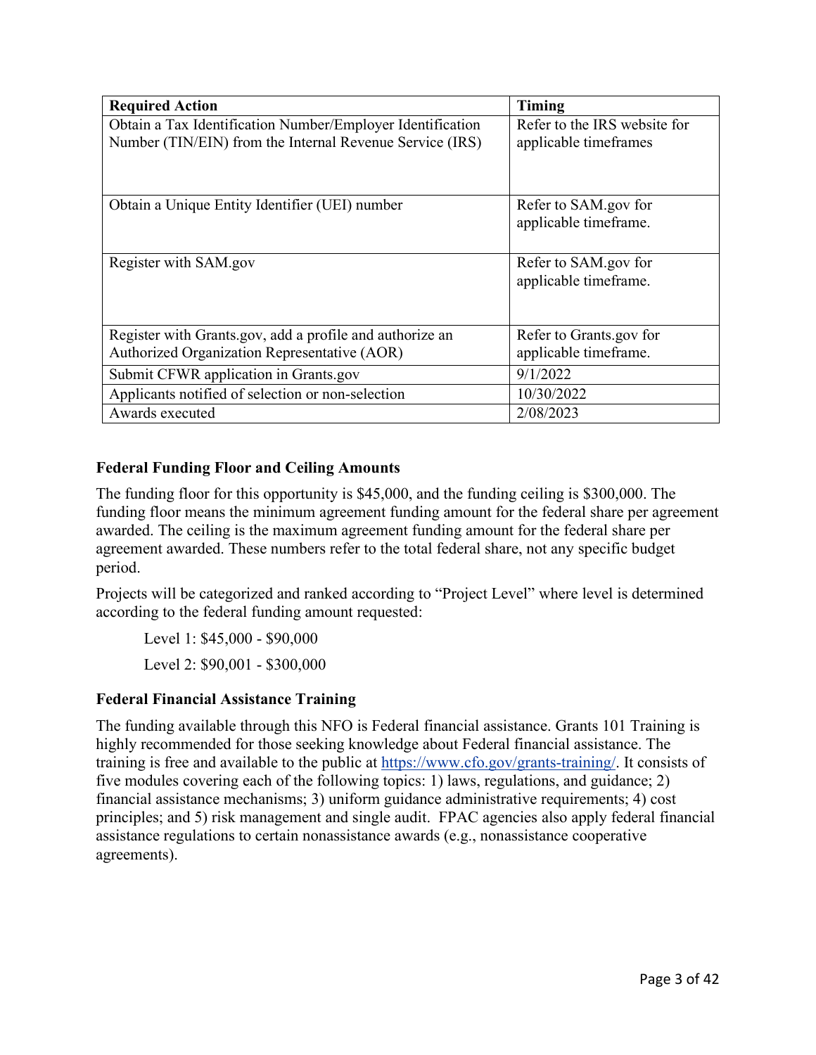| Required Action | Timing |
|---|---|
| Obtain a Tax Identification Number/Employer Identification Number (TIN/EIN) from the Internal Revenue Service (IRS) | Refer to the IRS website for applicable timeframes |
| Obtain a Unique Entity Identifier (UEI) number | Refer to SAM.gov for applicable timeframe. |
| Register with SAM.gov | Refer to SAM.gov for applicable timeframe. |
| Register with Grants.gov, add a profile and authorize an Authorized Organization Representative (AOR) | Refer to Grants.gov for applicable timeframe. |
| Submit CFWR application in Grants.gov | 9/1/2022 |
| Applicants notified of selection or non-selection | 10/30/2022 |
| Awards executed | 2/08/2023 |

### Federal Funding Floor and Ceiling Amounts

The funding floor for this opportunity is $45,000, and the funding ceiling is $300,000. The funding floor means the minimum agreement funding amount for the federal share per agreement awarded. The ceiling is the maximum agreement funding amount for the federal share per agreement awarded. These numbers refer to the total federal share, not any specific budget period.

Projects will be categorized and ranked according to "Project Level" where level is determined according to the federal funding amount requested:

Level 1: $45,000 - $90,000

Level 2: $90,001 - $300,000

### Federal Financial Assistance Training

The funding available through this NFO is Federal financial assistance. Grants 101 Training is highly recommended for those seeking knowledge about Federal financial assistance. The training is free and available to the public at [https://www.cfo.gov/grants-training/](https://www.cfo.gov/grants-training/). It consists of five modules covering each of the following topics: 1) laws, regulations, and guidance; 2) financial assistance mechanisms; 3) uniform guidance administrative requirements; 4) cost principles; and 5) risk management and single audit. FPAC agencies also apply federal financial assistance regulations to certain nonassistance awards (e.g., nonassistance cooperative agreements).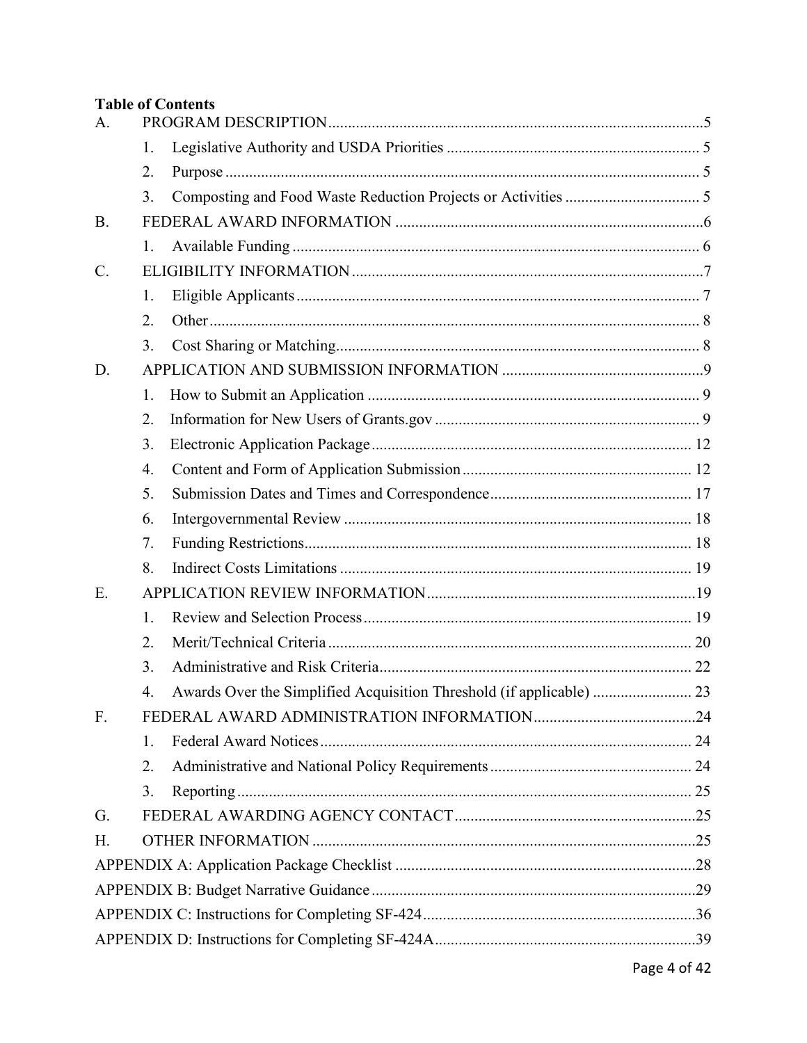**Table of Contents**

A. PROGRAM DESCRIPTION ....................................................... 5
   1. Legislative Authority and USDA Priorities ....................................................... 5
   2. Purpose ....................................................... 5
   3. Composting and Food Waste Reduction Projects or Activities ....................................................... 5

B. FEDERAL AWARD INFORMATION ....................................................... 6
   1. Available Funding ....................................................... 6

C. ELIGIBILITY INFORMATION ....................................................... 7
   1. Eligible Applicants ....................................................... 7
   2. Other ....................................................... 8
   3. Cost Sharing or Matching ....................................................... 8

D. APPLICATION AND SUBMISSION INFORMATION ....................................................... 9
   1. How to Submit an Application ....................................................... 9
   2. Information for New Users of Grants.gov ....................................................... 9
   3. Electronic Application Package ....................................................... 12
   4. Content and Form of Application Submission ....................................................... 12
   5. Submission Dates and Times and Correspondence ....................................................... 17
   6. Intergovernmental Review ....................................................... 18
   7. Funding Restrictions ....................................................... 18
   8. Indirect Costs Limitations ....................................................... 19

E. APPLICATION REVIEW INFORMATION ....................................................... 19
   1. Review and Selection Process ....................................................... 19
   2. Merit/Technical Criteria ....................................................... 20
   3. Administrative and Risk Criteria ....................................................... 22
   4. Awards Over the Simplified Acquisition Threshold (if applicable) ....................................................... 23

F. FEDERAL AWARD ADMINISTRATION INFORMATION ....................................................... 24
   1. Federal Award Notices ....................................................... 24
   2. Administrative and National Policy Requirements ....................................................... 24
   3. Reporting ....................................................... 25

G. FEDERAL AWARDING AGENCY CONTACT ....................................................... 25

H. OTHER INFORMATION ....................................................... 25

APPENDIX A: Application Package Checklist ....................................................... 28

APPENDIX B: Budget Narrative Guidance ....................................................... 29

APPENDIX C: Instructions for Completing SF-424 ....................................................... 36

APPENDIX D: Instructions for Completing SF-424A ....................................................... 39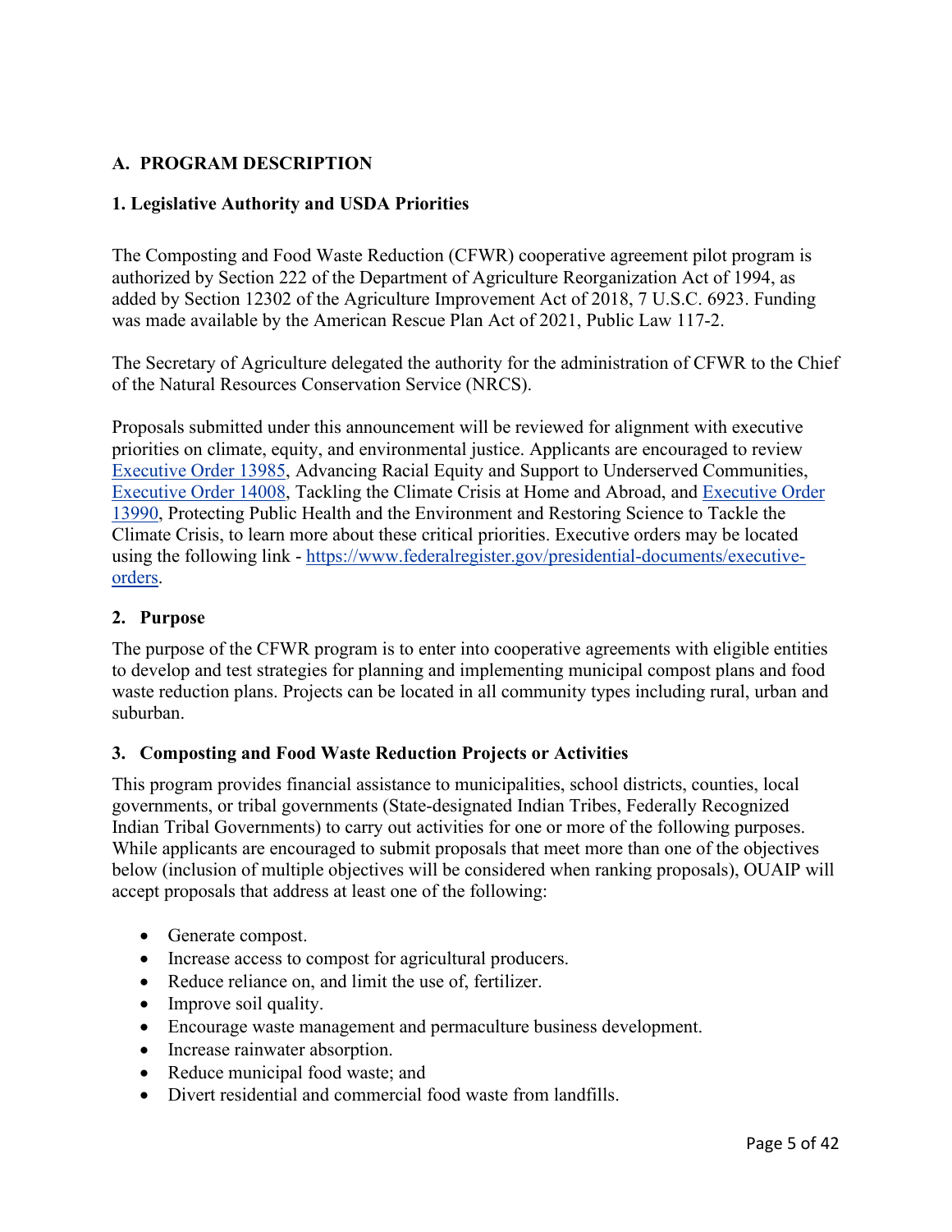## A. PROGRAM DESCRIPTION

### 1. Legislative Authority and USDA Priorities

The Composting and Food Waste Reduction (CFWR) cooperative agreement pilot program is authorized by Section 222 of the Department of Agriculture Reorganization Act of 1994, as added by Section 12302 of the Agriculture Improvement Act of 2018, 7 U.S.C. 6923. Funding was made available by the American Rescue Plan Act of 2021, Public Law 117-2.

The Secretary of Agriculture delegated the authority for the administration of CFWR to the Chief of the Natural Resources Conservation Service (NRCS).

Proposals submitted under this announcement will be reviewed for alignment with executive priorities on climate, equity, and environmental justice. Applicants are encouraged to review Executive Order 13985, Advancing Racial Equity and Support to Underserved Communities, Executive Order 14008, Tackling the Climate Crisis at Home and Abroad, and Executive Order 13990, Protecting Public Health and the Environment and Restoring Science to Tackle the Climate Crisis, to learn more about these critical priorities. Executive orders may be located using the following link - https://www.federalregister.gov/presidential-documents/executive-orders.

### 2. Purpose

The purpose of the CFWR program is to enter into cooperative agreements with eligible entities to develop and test strategies for planning and implementing municipal compost plans and food waste reduction plans. Projects can be located in all community types including rural, urban and suburban.

### 3. Composting and Food Waste Reduction Projects or Activities

This program provides financial assistance to municipalities, school districts, counties, local governments, or tribal governments (State-designated Indian Tribes, Federally Recognized Indian Tribal Governments) to carry out activities for one or more of the following purposes. While applicants are encouraged to submit proposals that meet more than one of the objectives below (inclusion of multiple objectives will be considered when ranking proposals), OUAIP will accept proposals that address at least one of the following:

- Generate compost.
- Increase access to compost for agricultural producers.
- Reduce reliance on, and limit the use of, fertilizer.
- Improve soil quality.
- Encourage waste management and permaculture business development.
- Increase rainwater absorption.
- Reduce municipal food waste; and
- Divert residential and commercial food waste from landfills.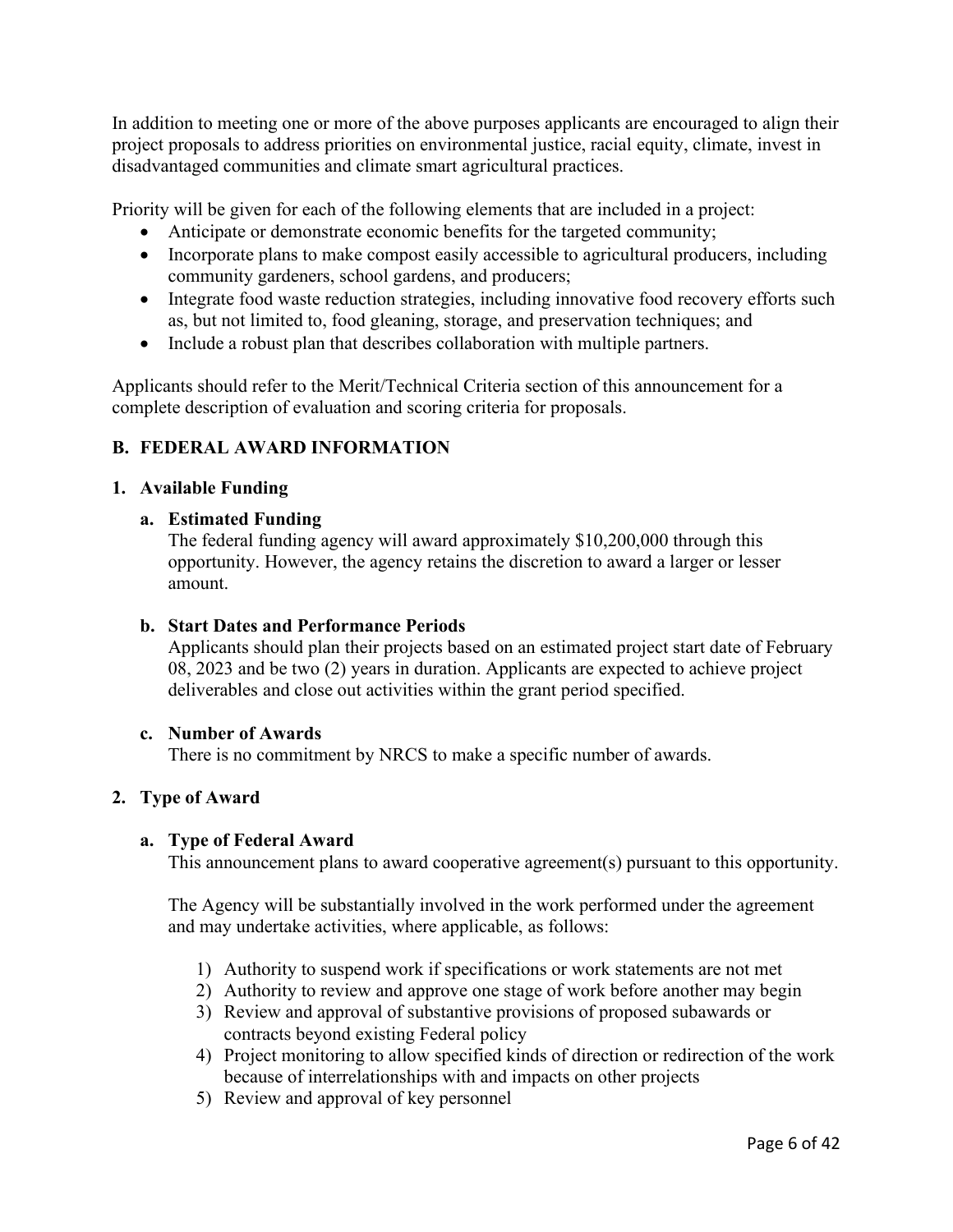In addition to meeting one or more of the above purposes applicants are encouraged to align their project proposals to address priorities on environmental justice, racial equity, climate, invest in disadvantaged communities and climate smart agricultural practices.

Priority will be given for each of the following elements that are included in a project:

- Anticipate or demonstrate economic benefits for the targeted community;
- Incorporate plans to make compost easily accessible to agricultural producers, including community gardeners, school gardens, and producers;
- Integrate food waste reduction strategies, including innovative food recovery efforts such as, but not limited to, food gleaning, storage, and preservation techniques; and
- Include a robust plan that describes collaboration with multiple partners.

Applicants should refer to the Merit/Technical Criteria section of this announcement for a complete description of evaluation and scoring criteria for proposals.

## B. FEDERAL AWARD INFORMATION

### 1. Available Funding

#### a. Estimated Funding

The federal funding agency will award approximately $10,200,000 through this opportunity. However, the agency retains the discretion to award a larger or lesser amount.

#### b. Start Dates and Performance Periods

Applicants should plan their projects based on an estimated project start date of February 08, 2023 and be two (2) years in duration. Applicants are expected to achieve project deliverables and close out activities within the grant period specified.

#### c. Number of Awards

There is no commitment by NRCS to make a specific number of awards.

### 2. Type of Award

#### a. Type of Federal Award

This announcement plans to award cooperative agreement(s) pursuant to this opportunity.

The Agency will be substantially involved in the work performed under the agreement and may undertake activities, where applicable, as follows:

1) Authority to suspend work if specifications or work statements are not met
2) Authority to review and approve one stage of work before another may begin
3) Review and approval of substantive provisions of proposed subawards or contracts beyond existing Federal policy
4) Project monitoring to allow specified kinds of direction or redirection of the work because of interrelationships with and impacts on other projects
5) Review and approval of key personnel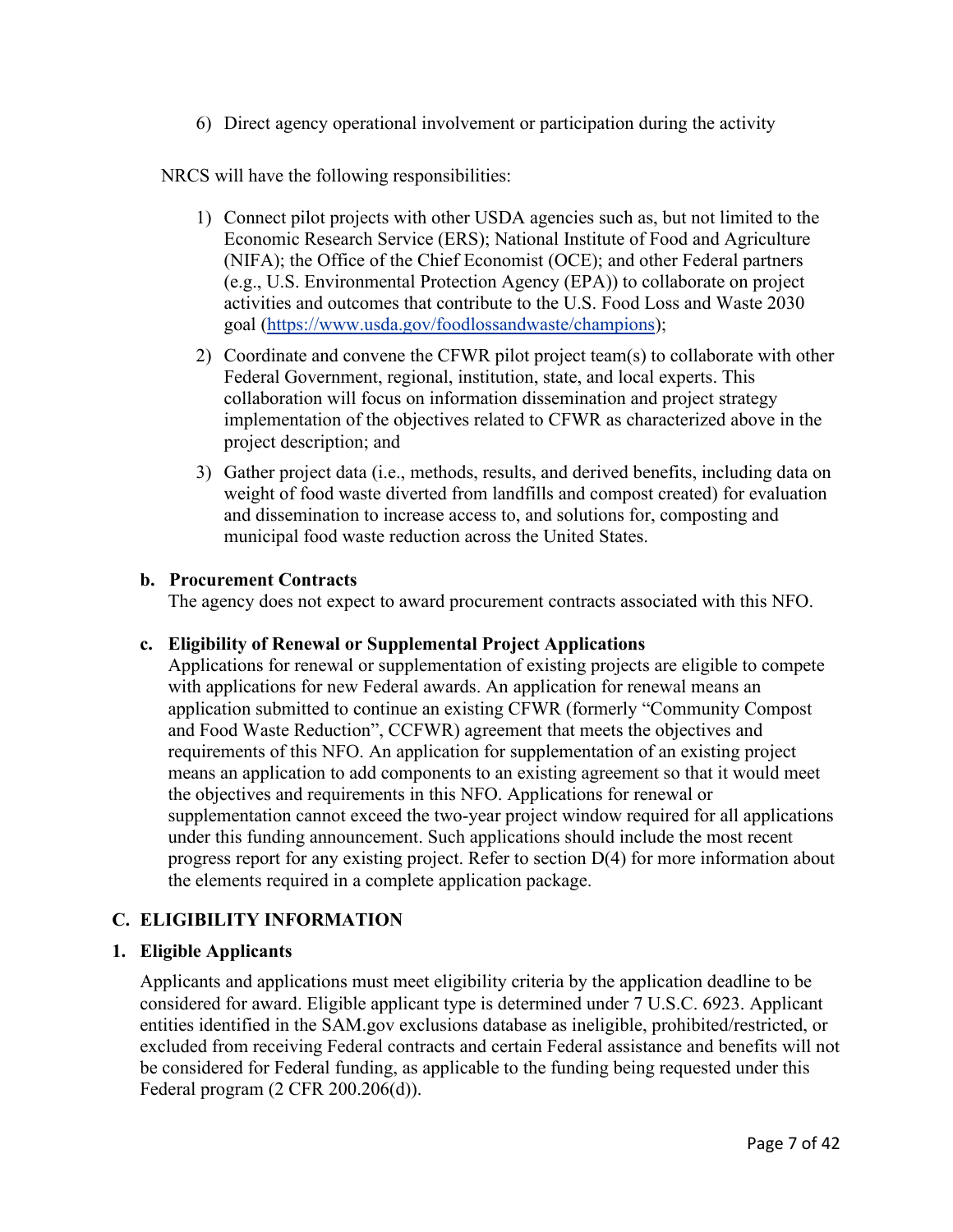6) Direct agency operational involvement or participation during the activity

NRCS will have the following responsibilities:

1) Connect pilot projects with other USDA agencies such as, but not limited to the Economic Research Service (ERS); National Institute of Food and Agriculture (NIFA); the Office of the Chief Economist (OCE); and other Federal partners (e.g., U.S. Environmental Protection Agency (EPA)) to collaborate on project activities and outcomes that contribute to the U.S. Food Loss and Waste 2030 goal (https://www.usda.gov/foodlossandwaste/champions);
2) Coordinate and convene the CFWR pilot project team(s) to collaborate with other Federal Government, regional, institution, state, and local experts. This collaboration will focus on information dissemination and project strategy implementation of the objectives related to CFWR as characterized above in the project description; and
3) Gather project data (i.e., methods, results, and derived benefits, including data on weight of food waste diverted from landfills and compost created) for evaluation and dissemination to increase access to, and solutions for, composting and municipal food waste reduction across the United States.

### b. Procurement Contracts

The agency does not expect to award procurement contracts associated with this NFO.

### c. Eligibility of Renewal or Supplemental Project Applications

Applications for renewal or supplementation of existing projects are eligible to compete with applications for new Federal awards. An application for renewal means an application submitted to continue an existing CFWR (formerly "Community Compost and Food Waste Reduction", CCFWR) agreement that meets the objectives and requirements of this NFO. An application for supplementation of an existing project means an application to add components to an existing agreement so that it would meet the objectives and requirements in this NFO. Applications for renewal or supplementation cannot exceed the two-year project window required for all applications under this funding announcement. Such applications should include the most recent progress report for any existing project. Refer to section D(4) for more information about the elements required in a complete application package.

## C. ELIGIBILITY INFORMATION

### 1. Eligible Applicants

Applicants and applications must meet eligibility criteria by the application deadline to be considered for award. Eligible applicant type is determined under 7 U.S.C. 6923. Applicant entities identified in the SAM.gov exclusions database as ineligible, prohibited/restricted, or excluded from receiving Federal contracts and certain Federal assistance and benefits will not be considered for Federal funding, as applicable to the funding being requested under this Federal program (2 CFR 200.206(d)).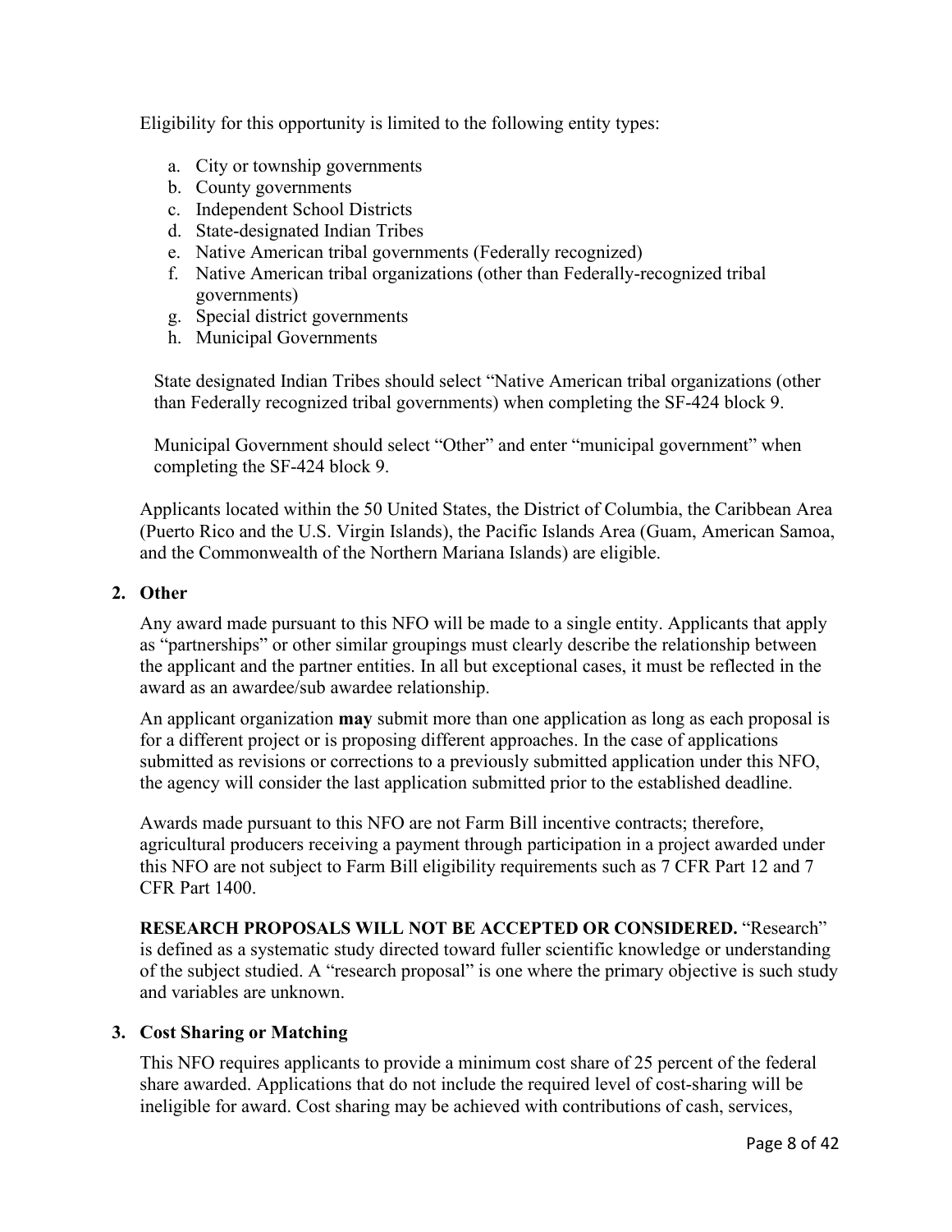Eligibility for this opportunity is limited to the following entity types:

a. City or township governments
b. County governments
c. Independent School Districts
d. State-designated Indian Tribes
e. Native American tribal governments (Federally recognized)
f. Native American tribal organizations (other than Federally-recognized tribal governments)
g. Special district governments
h. Municipal Governments

State designated Indian Tribes should select "Native American tribal organizations (other than Federally recognized tribal governments) when completing the SF-424 block 9.

Municipal Government should select "Other" and enter "municipal government" when completing the SF-424 block 9.

Applicants located within the 50 United States, the District of Columbia, the Caribbean Area (Puerto Rico and the U.S. Virgin Islands), the Pacific Islands Area (Guam, American Samoa, and the Commonwealth of the Northern Mariana Islands) are eligible.

**2. Other**

Any award made pursuant to this NFO will be made to a single entity. Applicants that apply as "partnerships" or other similar groupings must clearly describe the relationship between the applicant and the partner entities. In all but exceptional cases, it must be reflected in the award as an awardee/sub awardee relationship.

An applicant organization **may** submit more than one application as long as each proposal is for a different project or is proposing different approaches. In the case of applications submitted as revisions or corrections to a previously submitted application under this NFO, the agency will consider the last application submitted prior to the established deadline.

Awards made pursuant to this NFO are not Farm Bill incentive contracts; therefore, agricultural producers receiving a payment through participation in a project awarded under this NFO are not subject to Farm Bill eligibility requirements such as 7 CFR Part 12 and 7 CFR Part 1400.

**RESEARCH PROPOSALS WILL NOT BE ACCEPTED OR CONSIDERED.** "Research" is defined as a systematic study directed toward fuller scientific knowledge or understanding of the subject studied. A "research proposal" is one where the primary objective is such study and variables are unknown.

**3. Cost Sharing or Matching**

This NFO requires applicants to provide a minimum cost share of 25 percent of the federal share awarded. Applications that do not include the required level of cost-sharing will be ineligible for award. Cost sharing may be achieved with contributions of cash, services,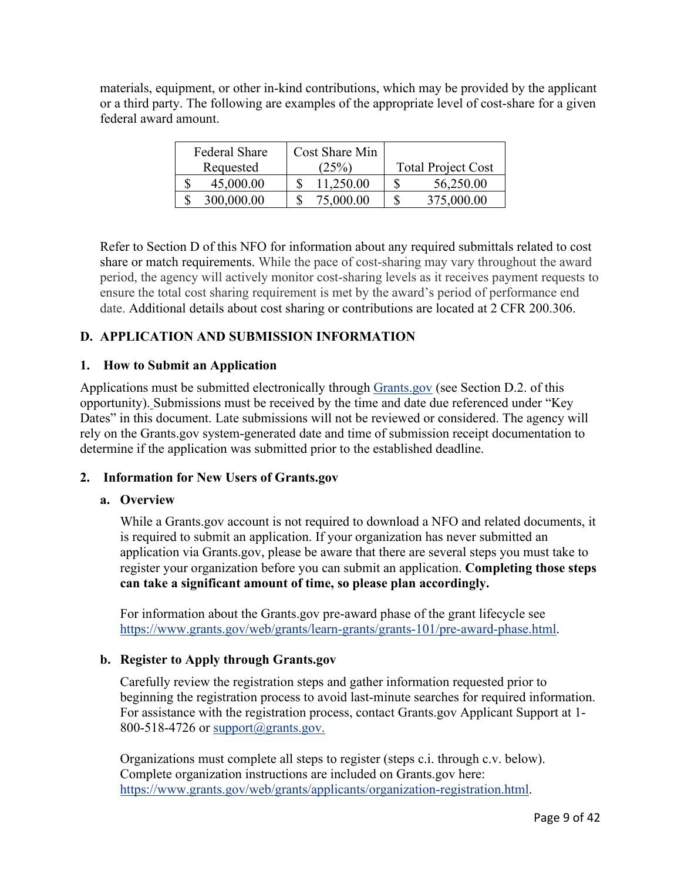materials, equipment, or other in-kind contributions, which may be provided by the applicant or a third party. The following are examples of the appropriate level of cost-share for a given federal award amount.

| Federal Share Requested | Cost Share Min (25%) | Total Project Cost |
| --- | --- | --- |
| $ 45,000.00 | $ 11,250.00 | $ 56,250.00 |
| $ 300,000.00 | $ 75,000.00 | $ 375,000.00 |

Refer to Section D of this NFO for information about any required submittals related to cost share or match requirements. While the pace of cost-sharing may vary throughout the award period, the agency will actively monitor cost-sharing levels as it receives payment requests to ensure the total cost sharing requirement is met by the award's period of performance end date. Additional details about cost sharing or contributions are located at 2 CFR 200.306.

## D. APPLICATION AND SUBMISSION INFORMATION

### 1. How to Submit an Application

Applications must be submitted electronically through [Grants.gov](https://www.grants.gov) (see Section D.2. of this opportunity). Submissions must be received by the time and date due referenced under "Key Dates" in this document. Late submissions will not be reviewed or considered. The agency will rely on the Grants.gov system-generated date and time of submission receipt documentation to determine if the application was submitted prior to the established deadline.

### 2. Information for New Users of Grants.gov

#### a. Overview

While a Grants.gov account is not required to download a NFO and related documents, it is required to submit an application. If your organization has never submitted an application via Grants.gov, please be aware that there are several steps you must take to register your organization before you can submit an application. **Completing those steps can take a significant amount of time, so please plan accordingly.**

For information about the Grants.gov pre-award phase of the grant lifecycle see https://www.grants.gov/web/grants/learn-grants/grants-101/pre-award-phase.html.

#### b. Register to Apply through Grants.gov

Carefully review the registration steps and gather information requested prior to beginning the registration process to avoid last-minute searches for required information. For assistance with the registration process, contact Grants.gov Applicant Support at 1-800-518-4726 or support@grants.gov.

Organizations must complete all steps to register (steps c.i. through c.v. below). Complete organization instructions are included on Grants.gov here: https://www.grants.gov/web/grants/applicants/organization-registration.html.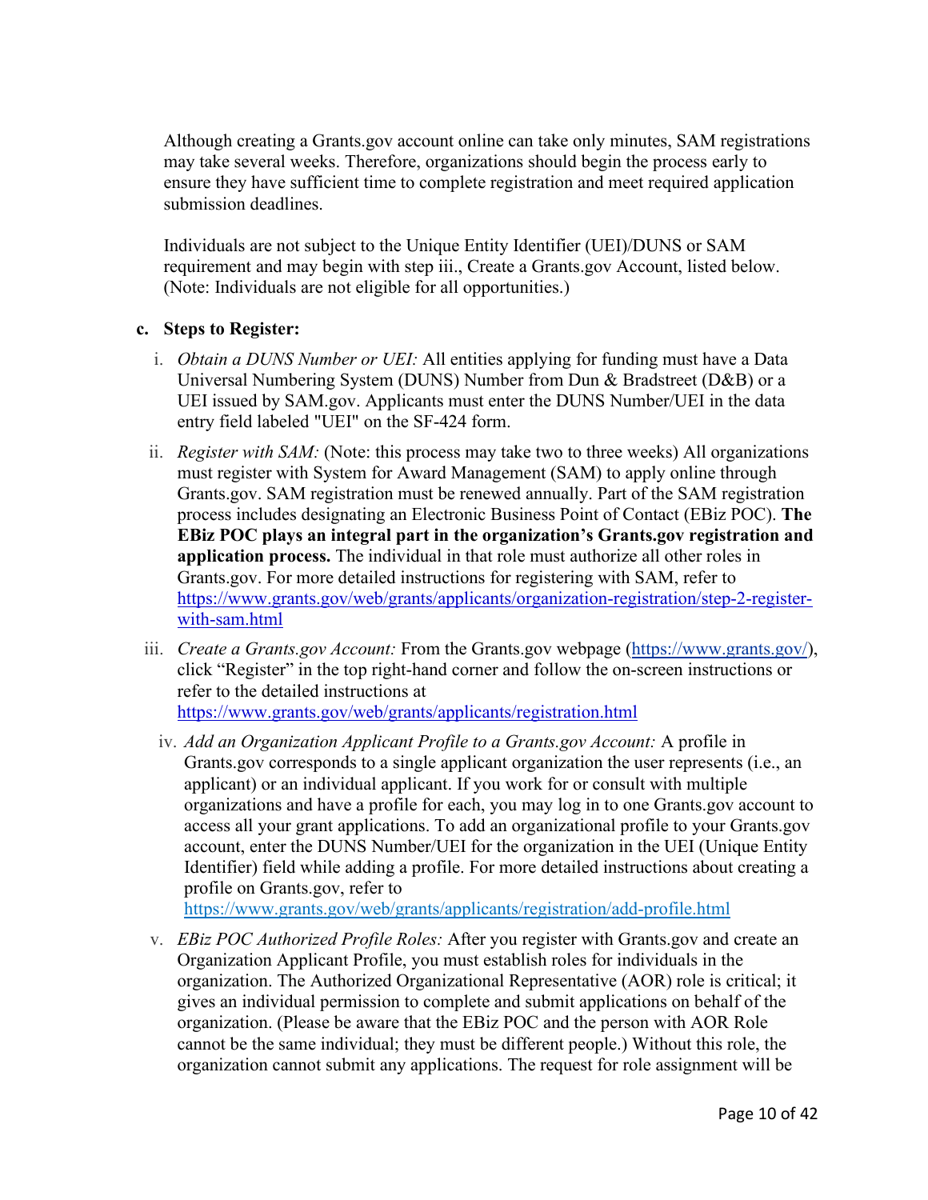Although creating a Grants.gov account online can take only minutes, SAM registrations may take several weeks. Therefore, organizations should begin the process early to ensure they have sufficient time to complete registration and meet required application submission deadlines.

Individuals are not subject to the Unique Entity Identifier (UEI)/DUNS or SAM requirement and may begin with step iii., Create a Grants.gov Account, listed below. (Note: Individuals are not eligible for all opportunities.)

**c. Steps to Register:**

i. *Obtain a DUNS Number or UEI:* All entities applying for funding must have a Data Universal Numbering System (DUNS) Number from Dun & Bradstreet (D&B) or a UEI issued by SAM.gov. Applicants must enter the DUNS Number/UEI in the data entry field labeled "UEI" on the SF-424 form.

ii. *Register with SAM:* (Note: this process may take two to three weeks) All organizations must register with System for Award Management (SAM) to apply online through Grants.gov. SAM registration must be renewed annually. Part of the SAM registration process includes designating an Electronic Business Point of Contact (EBiz POC). **The EBiz POC plays an integral part in the organization's Grants.gov registration and application process.** The individual in that role must authorize all other roles in Grants.gov. For more detailed instructions for registering with SAM, refer to https://www.grants.gov/web/grants/applicants/organization-registration/step-2-register-with-sam.html

iii. *Create a Grants.gov Account:* From the Grants.gov webpage (https://www.grants.gov/), click "Register" in the top right-hand corner and follow the on-screen instructions or refer to the detailed instructions at https://www.grants.gov/web/grants/applicants/registration.html

iv. *Add an Organization Applicant Profile to a Grants.gov Account:* A profile in Grants.gov corresponds to a single applicant organization the user represents (i.e., an applicant) or an individual applicant. If you work for or consult with multiple organizations and have a profile for each, you may log in to one Grants.gov account to access all your grant applications. To add an organizational profile to your Grants.gov account, enter the DUNS Number/UEI for the organization in the UEI (Unique Entity Identifier) field while adding a profile. For more detailed instructions about creating a profile on Grants.gov, refer to https://www.grants.gov/web/grants/applicants/registration/add-profile.html

v. *EBiz POC Authorized Profile Roles:* After you register with Grants.gov and create an Organization Applicant Profile, you must establish roles for individuals in the organization. The Authorized Organizational Representative (AOR) role is critical; it gives an individual permission to complete and submit applications on behalf of the organization. (Please be aware that the EBiz POC and the person with AOR Role cannot be the same individual; they must be different people.) Without this role, the organization cannot submit any applications. The request for role assignment will be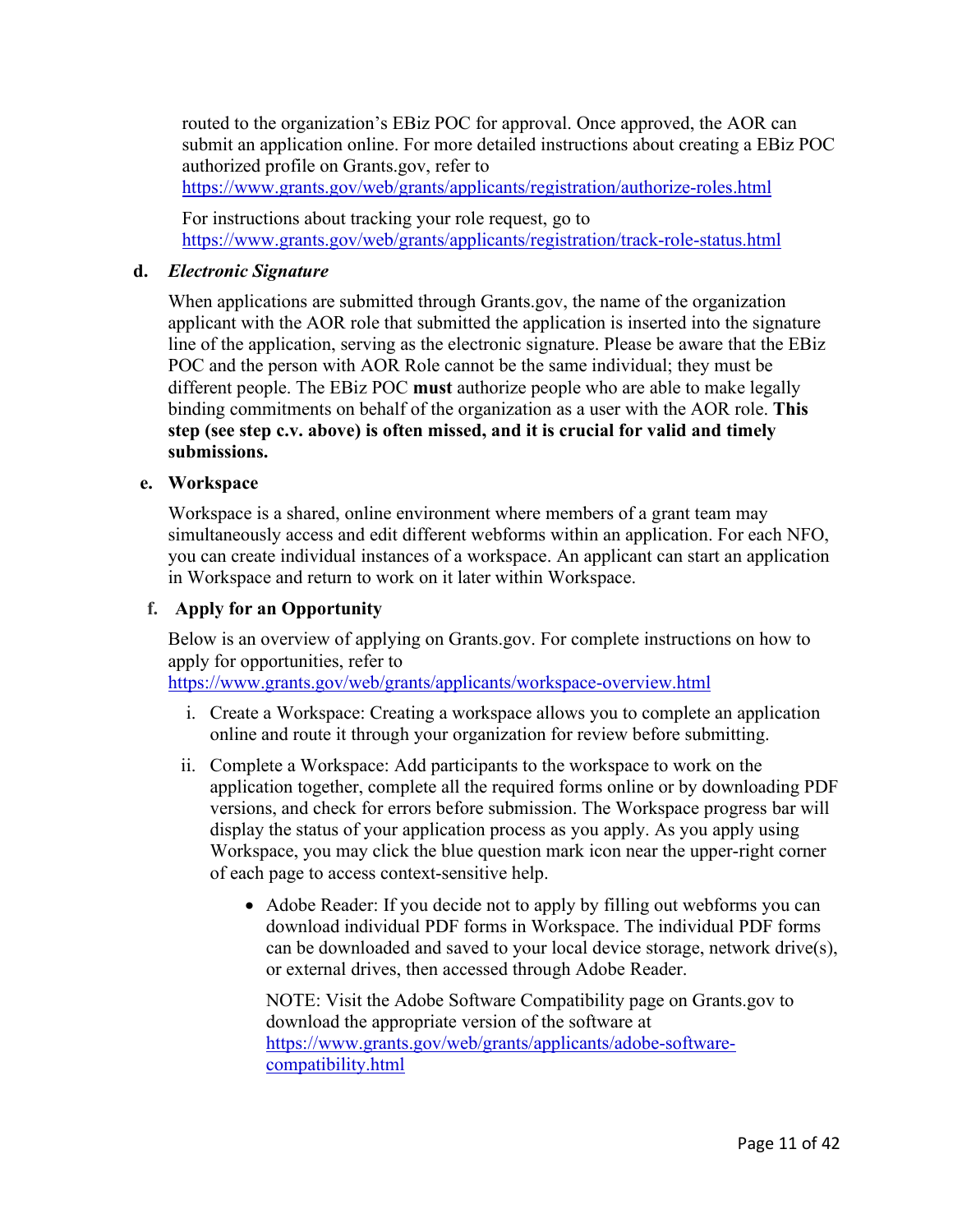routed to the organization's EBiz POC for approval. Once approved, the AOR can submit an application online. For more detailed instructions about creating a EBiz POC authorized profile on Grants.gov, refer to https://www.grants.gov/web/grants/applicants/registration/authorize-roles.html

For instructions about tracking your role request, go to https://www.grants.gov/web/grants/applicants/registration/track-role-status.html

**d. *Electronic Signature***

When applications are submitted through Grants.gov, the name of the organization applicant with the AOR role that submitted the application is inserted into the signature line of the application, serving as the electronic signature. Please be aware that the EBiz POC and the person with AOR Role cannot be the same individual; they must be different people. The EBiz POC **must** authorize people who are able to make legally binding commitments on behalf of the organization as a user with the AOR role. **This step (see step c.v. above) is often missed, and it is crucial for valid and timely submissions.**

**e. Workspace**

Workspace is a shared, online environment where members of a grant team may simultaneously access and edit different webforms within an application. For each NFO, you can create individual instances of a workspace. An applicant can start an application in Workspace and return to work on it later within Workspace.

**f. Apply for an Opportunity**

Below is an overview of applying on Grants.gov. For complete instructions on how to apply for opportunities, refer to https://www.grants.gov/web/grants/applicants/workspace-overview.html

i. Create a Workspace: Creating a workspace allows you to complete an application online and route it through your organization for review before submitting.

ii. Complete a Workspace: Add participants to the workspace to work on the application together, complete all the required forms online or by downloading PDF versions, and check for errors before submission. The Workspace progress bar will display the status of your application process as you apply. As you apply using Workspace, you may click the blue question mark icon near the upper-right corner of each page to access context-sensitive help.

- Adobe Reader: If you decide not to apply by filling out webforms you can download individual PDF forms in Workspace. The individual PDF forms can be downloaded and saved to your local device storage, network drive(s), or external drives, then accessed through Adobe Reader.

  NOTE: Visit the Adobe Software Compatibility page on Grants.gov to download the appropriate version of the software at https://www.grants.gov/web/grants/applicants/adobe-software-compatibility.html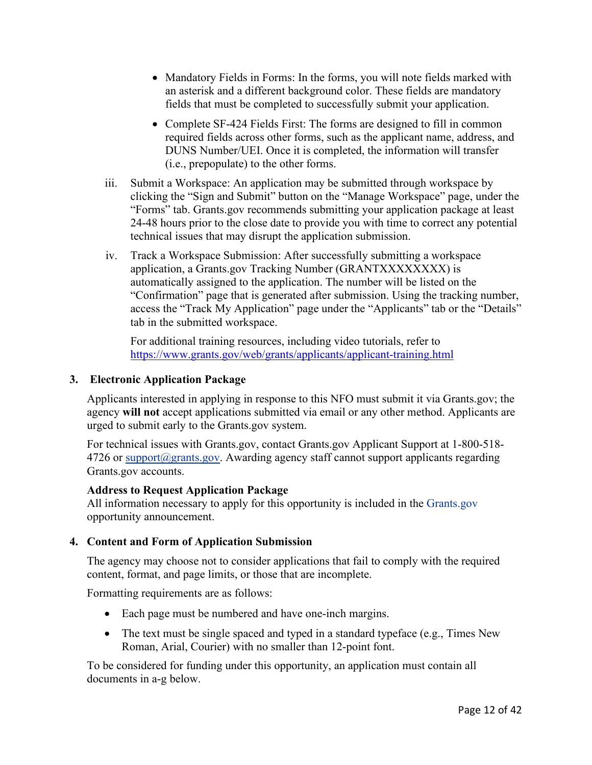- Mandatory Fields in Forms: In the forms, you will note fields marked with an asterisk and a different background color. These fields are mandatory fields that must be completed to successfully submit your application.

- Complete SF-424 Fields First: The forms are designed to fill in common required fields across other forms, such as the applicant name, address, and DUNS Number/UEI. Once it is completed, the information will transfer (i.e., prepopulate) to the other forms.

iii. Submit a Workspace: An application may be submitted through workspace by clicking the "Sign and Submit" button on the "Manage Workspace" page, under the "Forms" tab. Grants.gov recommends submitting your application package at least 24-48 hours prior to the close date to provide you with time to correct any potential technical issues that may disrupt the application submission.

iv. Track a Workspace Submission: After successfully submitting a workspace application, a Grants.gov Tracking Number (GRANTXXXXXXXX) is automatically assigned to the application. The number will be listed on the "Confirmation" page that is generated after submission. Using the tracking number, access the "Track My Application" page under the "Applicants" tab or the "Details" tab in the submitted workspace.

For additional training resources, including video tutorials, refer to https://www.grants.gov/web/grants/applicants/applicant-training.html

**3. Electronic Application Package**

Applicants interested in applying in response to this NFO must submit it via Grants.gov; the agency **will not** accept applications submitted via email or any other method. Applicants are urged to submit early to the Grants.gov system.

For technical issues with Grants.gov, contact Grants.gov Applicant Support at 1-800-518-4726 or support@grants.gov. Awarding agency staff cannot support applicants regarding Grants.gov accounts.

**Address to Request Application Package**
All information necessary to apply for this opportunity is included in the Grants.gov opportunity announcement.

**4. Content and Form of Application Submission**

The agency may choose not to consider applications that fail to comply with the required content, format, and page limits, or those that are incomplete.

Formatting requirements are as follows:

- Each page must be numbered and have one-inch margins.
- The text must be single spaced and typed in a standard typeface (e.g., Times New Roman, Arial, Courier) with no smaller than 12-point font.

To be considered for funding under this opportunity, an application must contain all documents in a-g below.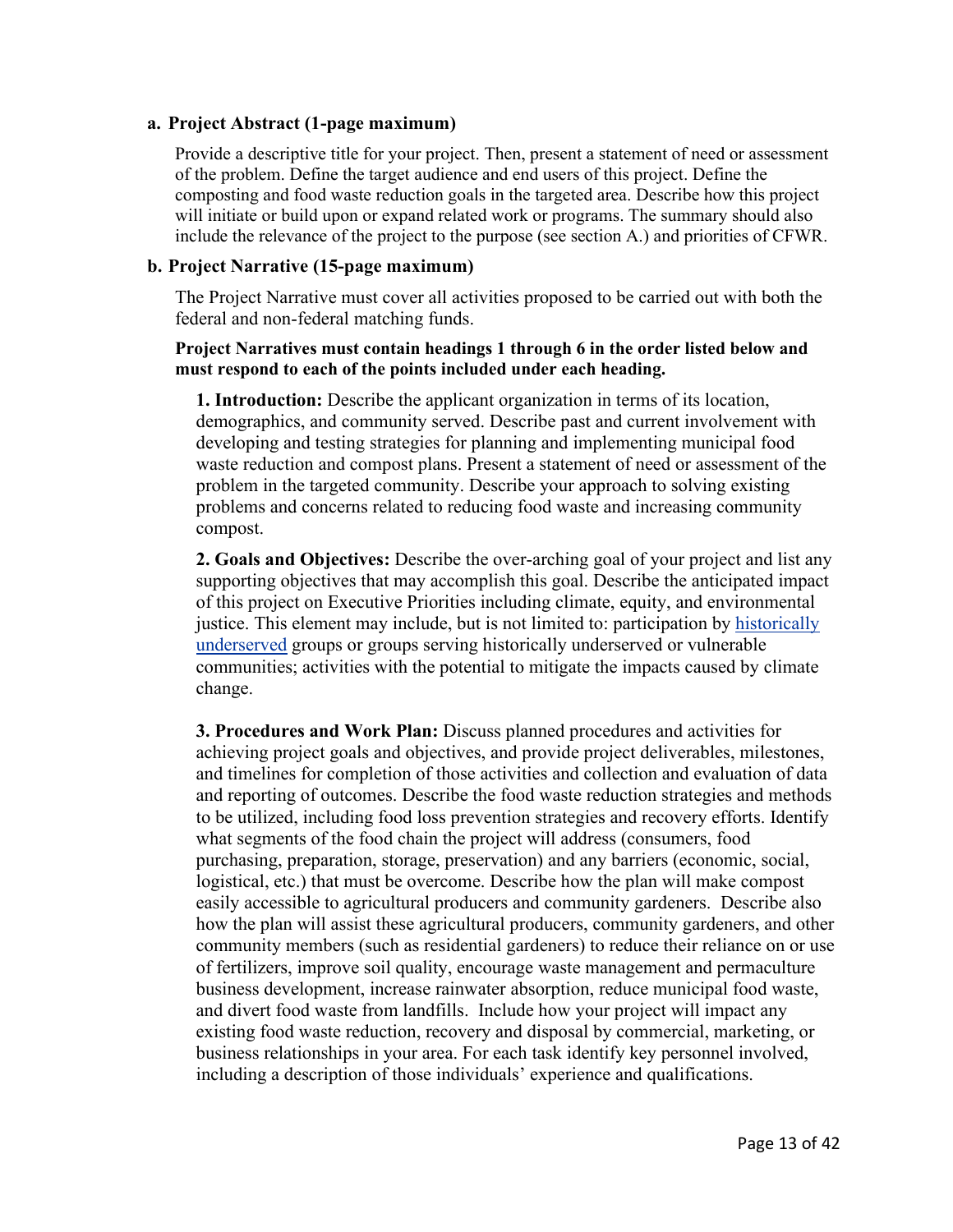### a. Project Abstract (1-page maximum)

Provide a descriptive title for your project. Then, present a statement of need or assessment of the problem. Define the target audience and end users of this project. Define the composting and food waste reduction goals in the targeted area. Describe how this project will initiate or build upon or expand related work or programs. The summary should also include the relevance of the project to the purpose (see section A.) and priorities of CFWR.

### b. Project Narrative (15-page maximum)

The Project Narrative must cover all activities proposed to be carried out with both the federal and non-federal matching funds.

**Project Narratives must contain headings 1 through 6 in the order listed below and must respond to each of the points included under each heading.**

**1. Introduction:** Describe the applicant organization in terms of its location, demographics, and community served. Describe past and current involvement with developing and testing strategies for planning and implementing municipal food waste reduction and compost plans. Present a statement of need or assessment of the problem in the targeted community. Describe your approach to solving existing problems and concerns related to reducing food waste and increasing community compost.

**2. Goals and Objectives:** Describe the over-arching goal of your project and list any supporting objectives that may accomplish this goal. Describe the anticipated impact of this project on Executive Priorities including climate, equity, and environmental justice. This element may include, but is not limited to: participation by historically underserved groups or groups serving historically underserved or vulnerable communities; activities with the potential to mitigate the impacts caused by climate change.

**3. Procedures and Work Plan:** Discuss planned procedures and activities for achieving project goals and objectives, and provide project deliverables, milestones, and timelines for completion of those activities and collection and evaluation of data and reporting of outcomes. Describe the food waste reduction strategies and methods to be utilized, including food loss prevention strategies and recovery efforts. Identify what segments of the food chain the project will address (consumers, food purchasing, preparation, storage, preservation) and any barriers (economic, social, logistical, etc.) that must be overcome. Describe how the plan will make compost easily accessible to agricultural producers and community gardeners. Describe also how the plan will assist these agricultural producers, community gardeners, and other community members (such as residential gardeners) to reduce their reliance on or use of fertilizers, improve soil quality, encourage waste management and permaculture business development, increase rainwater absorption, reduce municipal food waste, and divert food waste from landfills. Include how your project will impact any existing food waste reduction, recovery and disposal by commercial, marketing, or business relationships in your area. For each task identify key personnel involved, including a description of those individuals' experience and qualifications.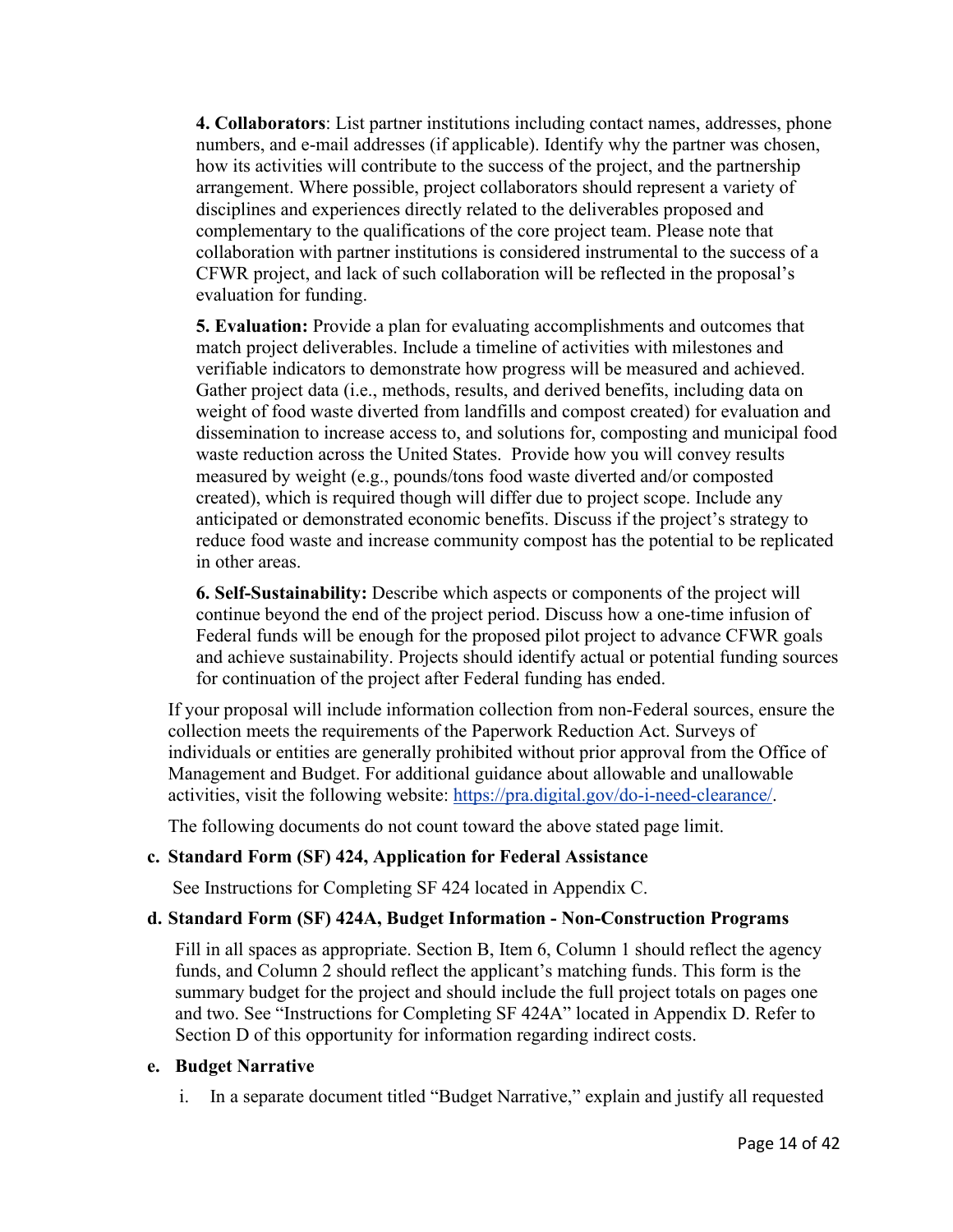**4. Collaborators**: List partner institutions including contact names, addresses, phone numbers, and e-mail addresses (if applicable). Identify why the partner was chosen, how its activities will contribute to the success of the project, and the partnership arrangement. Where possible, project collaborators should represent a variety of disciplines and experiences directly related to the deliverables proposed and complementary to the qualifications of the core project team. Please note that collaboration with partner institutions is considered instrumental to the success of a CFWR project, and lack of such collaboration will be reflected in the proposal's evaluation for funding.

**5. Evaluation:** Provide a plan for evaluating accomplishments and outcomes that match project deliverables. Include a timeline of activities with milestones and verifiable indicators to demonstrate how progress will be measured and achieved. Gather project data (i.e., methods, results, and derived benefits, including data on weight of food waste diverted from landfills and compost created) for evaluation and dissemination to increase access to, and solutions for, composting and municipal food waste reduction across the United States. Provide how you will convey results measured by weight (e.g., pounds/tons food waste diverted and/or composted created), which is required though will differ due to project scope. Include any anticipated or demonstrated economic benefits. Discuss if the project's strategy to reduce food waste and increase community compost has the potential to be replicated in other areas.

**6. Self-Sustainability:** Describe which aspects or components of the project will continue beyond the end of the project period. Discuss how a one-time infusion of Federal funds will be enough for the proposed pilot project to advance CFWR goals and achieve sustainability. Projects should identify actual or potential funding sources for continuation of the project after Federal funding has ended.

If your proposal will include information collection from non-Federal sources, ensure the collection meets the requirements of the Paperwork Reduction Act. Surveys of individuals or entities are generally prohibited without prior approval from the Office of Management and Budget. For additional guidance about allowable and unallowable activities, visit the following website: https://pra.digital.gov/do-i-need-clearance/.

The following documents do not count toward the above stated page limit.

**c. Standard Form (SF) 424, Application for Federal Assistance**

See Instructions for Completing SF 424 located in Appendix C.

**d. Standard Form (SF) 424A, Budget Information - Non-Construction Programs**

Fill in all spaces as appropriate. Section B, Item 6, Column 1 should reflect the agency funds, and Column 2 should reflect the applicant's matching funds. This form is the summary budget for the project and should include the full project totals on pages one and two. See "Instructions for Completing SF 424A" located in Appendix D. Refer to Section D of this opportunity for information regarding indirect costs.

**e. Budget Narrative**

i. In a separate document titled "Budget Narrative," explain and justify all requested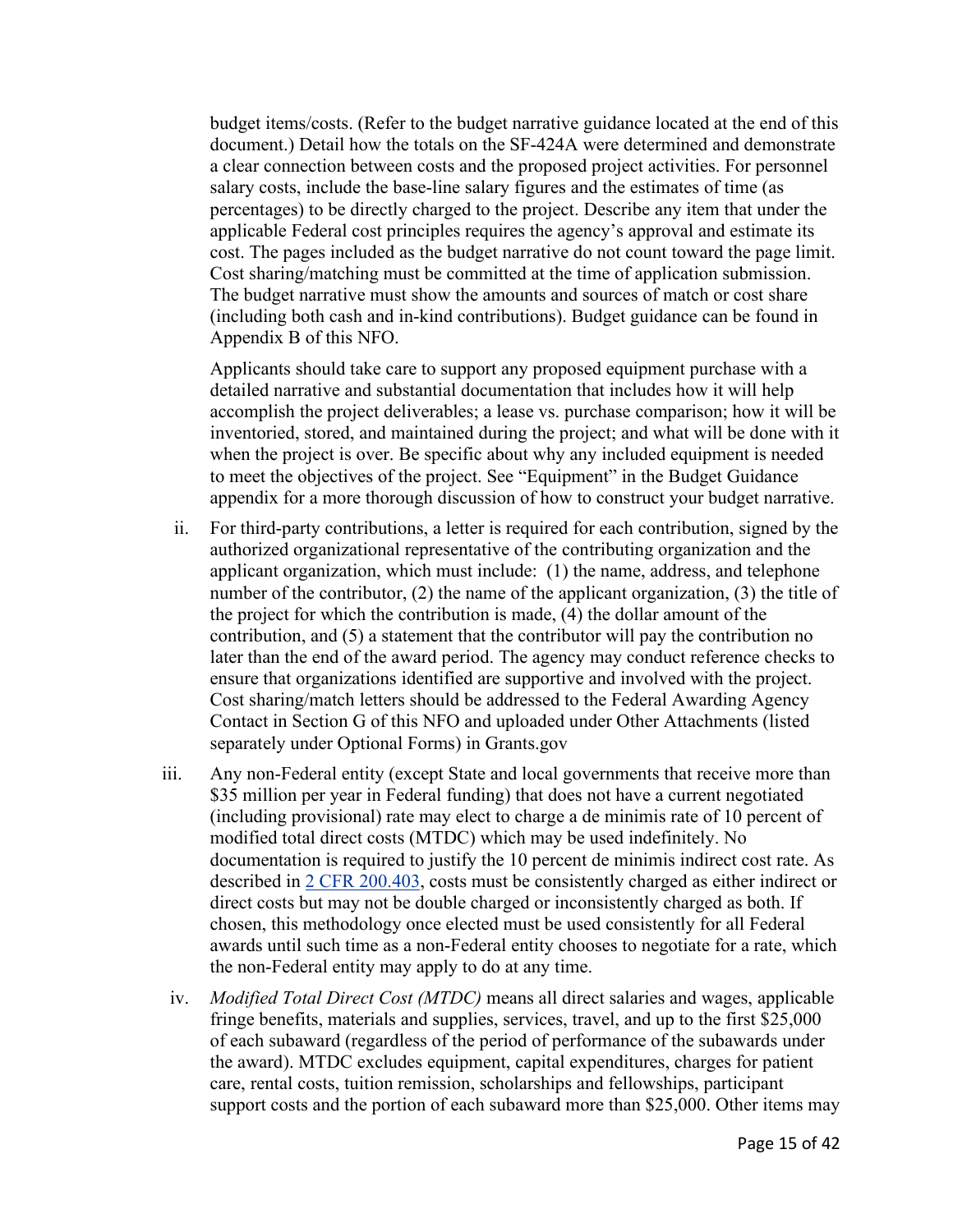budget items/costs. (Refer to the budget narrative guidance located at the end of this document.) Detail how the totals on the SF-424A were determined and demonstrate a clear connection between costs and the proposed project activities. For personnel salary costs, include the base-line salary figures and the estimates of time (as percentages) to be directly charged to the project. Describe any item that under the applicable Federal cost principles requires the agency's approval and estimate its cost. The pages included as the budget narrative do not count toward the page limit. Cost sharing/matching must be committed at the time of application submission. The budget narrative must show the amounts and sources of match or cost share (including both cash and in-kind contributions). Budget guidance can be found in Appendix B of this NFO.

Applicants should take care to support any proposed equipment purchase with a detailed narrative and substantial documentation that includes how it will help accomplish the project deliverables; a lease vs. purchase comparison; how it will be inventoried, stored, and maintained during the project; and what will be done with it when the project is over. Be specific about why any included equipment is needed to meet the objectives of the project. See "Equipment" in the Budget Guidance appendix for a more thorough discussion of how to construct your budget narrative.

ii. For third-party contributions, a letter is required for each contribution, signed by the authorized organizational representative of the contributing organization and the applicant organization, which must include: (1) the name, address, and telephone number of the contributor, (2) the name of the applicant organization, (3) the title of the project for which the contribution is made, (4) the dollar amount of the contribution, and (5) a statement that the contributor will pay the contribution no later than the end of the award period. The agency may conduct reference checks to ensure that organizations identified are supportive and involved with the project. Cost sharing/match letters should be addressed to the Federal Awarding Agency Contact in Section G of this NFO and uploaded under Other Attachments (listed separately under Optional Forms) in Grants.gov

iii. Any non-Federal entity (except State and local governments that receive more than $35 million per year in Federal funding) that does not have a current negotiated (including provisional) rate may elect to charge a de minimis rate of 10 percent of modified total direct costs (MTDC) which may be used indefinitely. No documentation is required to justify the 10 percent de minimis indirect cost rate. As described in [2 CFR 200.403](), costs must be consistently charged as either indirect or direct costs but may not be double charged or inconsistently charged as both. If chosen, this methodology once elected must be used consistently for all Federal awards until such time as a non-Federal entity chooses to negotiate for a rate, which the non-Federal entity may apply to do at any time.

iv. *Modified Total Direct Cost (MTDC)* means all direct salaries and wages, applicable fringe benefits, materials and supplies, services, travel, and up to the first $25,000 of each subaward (regardless of the period of performance of the subawards under the award). MTDC excludes equipment, capital expenditures, charges for patient care, rental costs, tuition remission, scholarships and fellowships, participant support costs and the portion of each subaward more than $25,000. Other items may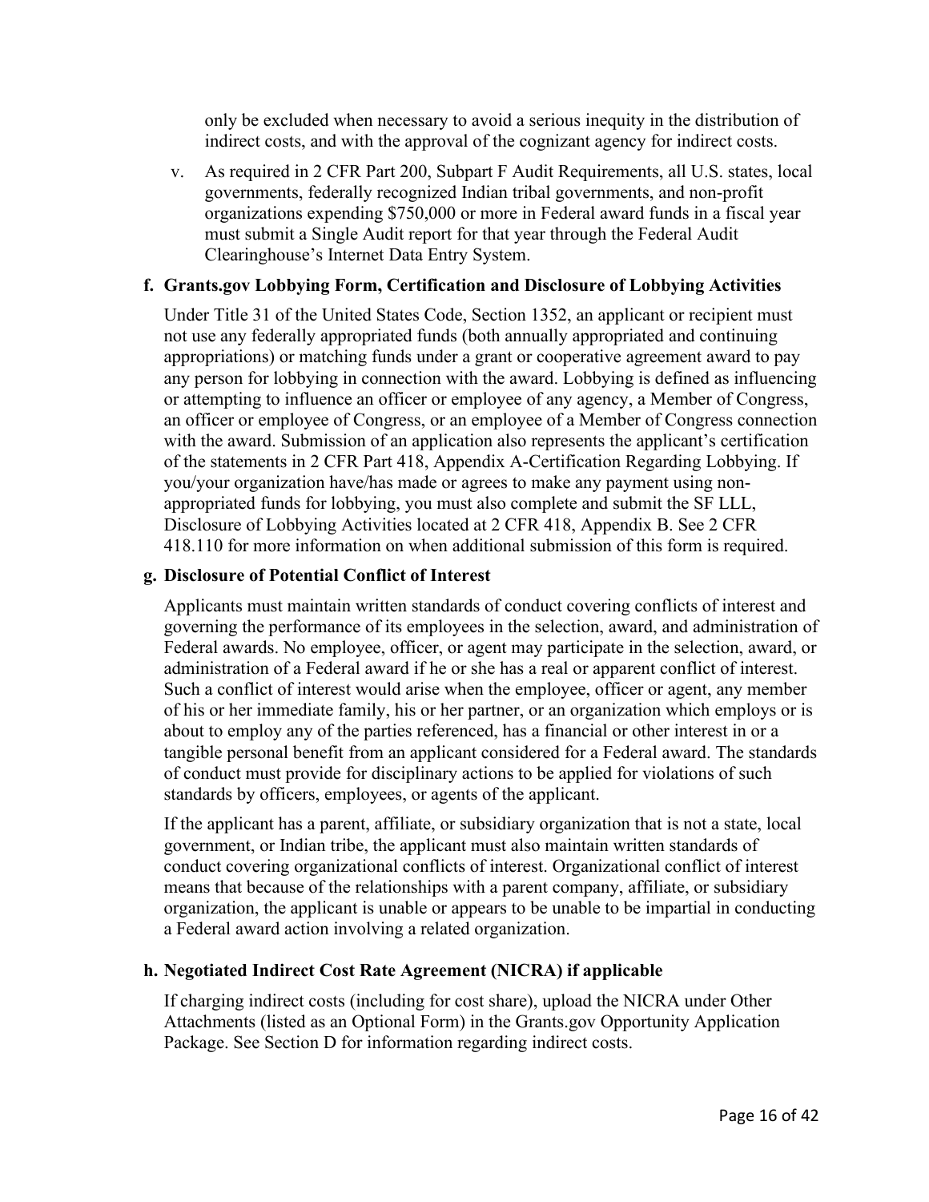only be excluded when necessary to avoid a serious inequity in the distribution of indirect costs, and with the approval of the cognizant agency for indirect costs.

v. As required in 2 CFR Part 200, Subpart F Audit Requirements, all U.S. states, local governments, federally recognized Indian tribal governments, and non-profit organizations expending $750,000 or more in Federal award funds in a fiscal year must submit a Single Audit report for that year through the Federal Audit Clearinghouse's Internet Data Entry System.

**f. Grants.gov Lobbying Form, Certification and Disclosure of Lobbying Activities**

Under Title 31 of the United States Code, Section 1352, an applicant or recipient must not use any federally appropriated funds (both annually appropriated and continuing appropriations) or matching funds under a grant or cooperative agreement award to pay any person for lobbying in connection with the award. Lobbying is defined as influencing or attempting to influence an officer or employee of any agency, a Member of Congress, an officer or employee of Congress, or an employee of a Member of Congress connection with the award. Submission of an application also represents the applicant's certification of the statements in 2 CFR Part 418, Appendix A-Certification Regarding Lobbying. If you/your organization have/has made or agrees to make any payment using non-appropriated funds for lobbying, you must also complete and submit the SF LLL, Disclosure of Lobbying Activities located at 2 CFR 418, Appendix B. See 2 CFR 418.110 for more information on when additional submission of this form is required.

**g. Disclosure of Potential Conflict of Interest**

Applicants must maintain written standards of conduct covering conflicts of interest and governing the performance of its employees in the selection, award, and administration of Federal awards. No employee, officer, or agent may participate in the selection, award, or administration of a Federal award if he or she has a real or apparent conflict of interest. Such a conflict of interest would arise when the employee, officer or agent, any member of his or her immediate family, his or her partner, or an organization which employs or is about to employ any of the parties referenced, has a financial or other interest in or a tangible personal benefit from an applicant considered for a Federal award. The standards of conduct must provide for disciplinary actions to be applied for violations of such standards by officers, employees, or agents of the applicant.

If the applicant has a parent, affiliate, or subsidiary organization that is not a state, local government, or Indian tribe, the applicant must also maintain written standards of conduct covering organizational conflicts of interest. Organizational conflict of interest means that because of the relationships with a parent company, affiliate, or subsidiary organization, the applicant is unable or appears to be unable to be impartial in conducting a Federal award action involving a related organization.

**h. Negotiated Indirect Cost Rate Agreement (NICRA) if applicable**

If charging indirect costs (including for cost share), upload the NICRA under Other Attachments (listed as an Optional Form) in the Grants.gov Opportunity Application Package. See Section D for information regarding indirect costs.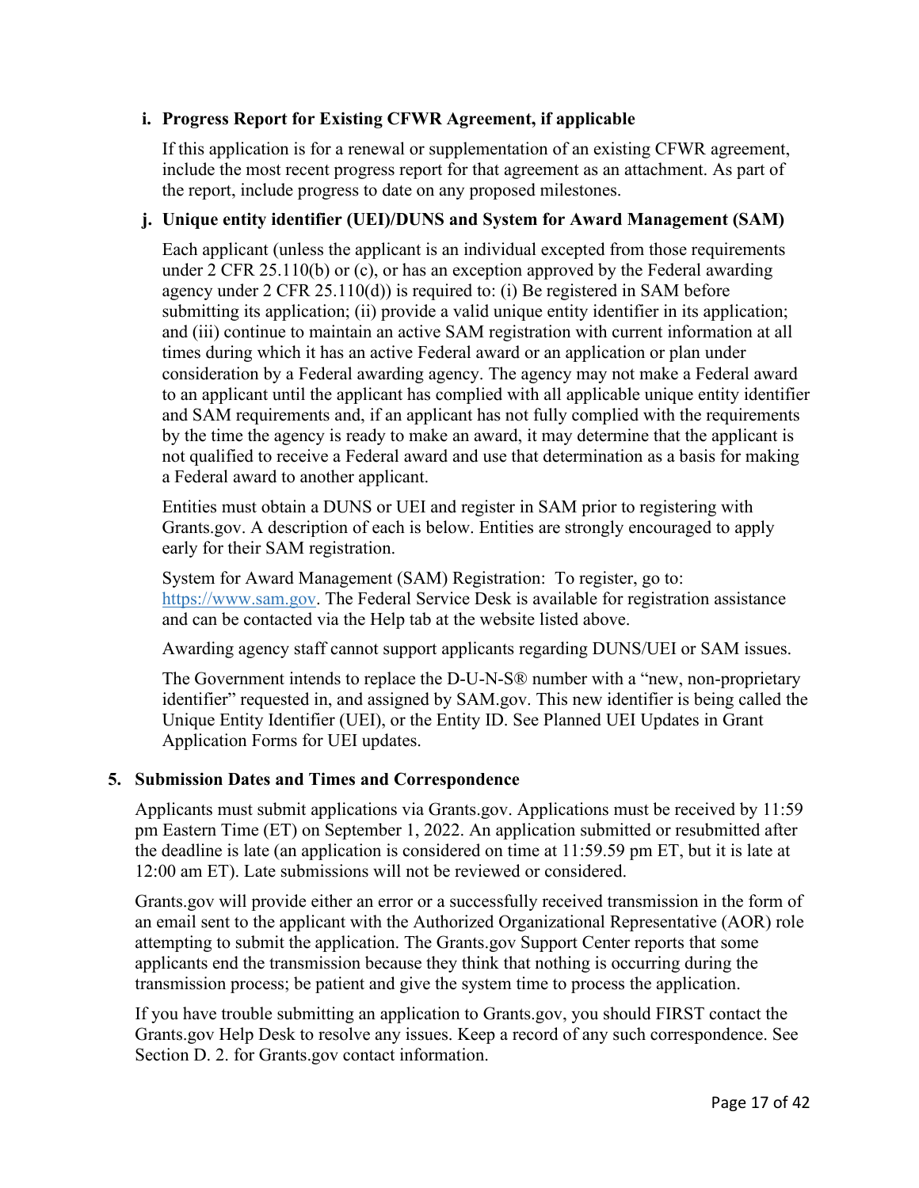### i. Progress Report for Existing CFWR Agreement, if applicable

If this application is for a renewal or supplementation of an existing CFWR agreement, include the most recent progress report for that agreement as an attachment. As part of the report, include progress to date on any proposed milestones.

### j. Unique entity identifier (UEI)/DUNS and System for Award Management (SAM)

Each applicant (unless the applicant is an individual excepted from those requirements under 2 CFR 25.110(b) or (c), or has an exception approved by the Federal awarding agency under 2 CFR 25.110(d)) is required to: (i) Be registered in SAM before submitting its application; (ii) provide a valid unique entity identifier in its application; and (iii) continue to maintain an active SAM registration with current information at all times during which it has an active Federal award or an application or plan under consideration by a Federal awarding agency. The agency may not make a Federal award to an applicant until the applicant has complied with all applicable unique entity identifier and SAM requirements and, if an applicant has not fully complied with the requirements by the time the agency is ready to make an award, it may determine that the applicant is not qualified to receive a Federal award and use that determination as a basis for making a Federal award to another applicant.

Entities must obtain a DUNS or UEI and register in SAM prior to registering with Grants.gov. A description of each is below. Entities are strongly encouraged to apply early for their SAM registration.

System for Award Management (SAM) Registration: To register, go to: [https://www.sam.gov](https://www.sam.gov). The Federal Service Desk is available for registration assistance and can be contacted via the Help tab at the website listed above.

Awarding agency staff cannot support applicants regarding DUNS/UEI or SAM issues.

The Government intends to replace the D-U-N-S® number with a "new, non-proprietary identifier" requested in, and assigned by SAM.gov. This new identifier is being called the Unique Entity Identifier (UEI), or the Entity ID. See Planned UEI Updates in Grant Application Forms for UEI updates.

## 5. Submission Dates and Times and Correspondence

Applicants must submit applications via Grants.gov. Applications must be received by 11:59 pm Eastern Time (ET) on September 1, 2022. An application submitted or resubmitted after the deadline is late (an application is considered on time at 11:59.59 pm ET, but it is late at 12:00 am ET). Late submissions will not be reviewed or considered.

Grants.gov will provide either an error or a successfully received transmission in the form of an email sent to the applicant with the Authorized Organizational Representative (AOR) role attempting to submit the application. The Grants.gov Support Center reports that some applicants end the transmission because they think that nothing is occurring during the transmission process; be patient and give the system time to process the application.

If you have trouble submitting an application to Grants.gov, you should FIRST contact the Grants.gov Help Desk to resolve any issues. Keep a record of any such correspondence. See Section D. 2. for Grants.gov contact information.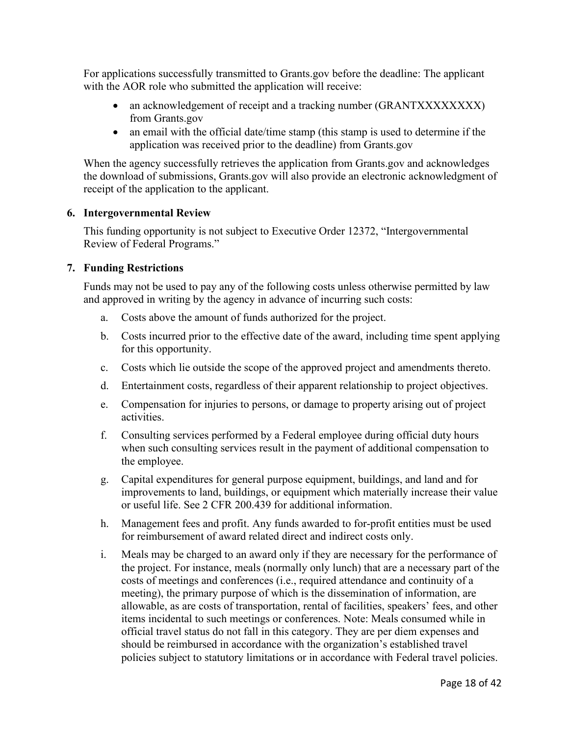For applications successfully transmitted to Grants.gov before the deadline: The applicant with the AOR role who submitted the application will receive:

- an acknowledgement of receipt and a tracking number (GRANTXXXXXXXX) from Grants.gov
- an email with the official date/time stamp (this stamp is used to determine if the application was received prior to the deadline) from Grants.gov

When the agency successfully retrieves the application from Grants.gov and acknowledges the download of submissions, Grants.gov will also provide an electronic acknowledgment of receipt of the application to the applicant.

### 6. Intergovernmental Review

This funding opportunity is not subject to Executive Order 12372, "Intergovernmental Review of Federal Programs."

### 7. Funding Restrictions

Funds may not be used to pay any of the following costs unless otherwise permitted by law and approved in writing by the agency in advance of incurring such costs:

a. Costs above the amount of funds authorized for the project.

b. Costs incurred prior to the effective date of the award, including time spent applying for this opportunity.

c. Costs which lie outside the scope of the approved project and amendments thereto.

d. Entertainment costs, regardless of their apparent relationship to project objectives.

e. Compensation for injuries to persons, or damage to property arising out of project activities.

f. Consulting services performed by a Federal employee during official duty hours when such consulting services result in the payment of additional compensation to the employee.

g. Capital expenditures for general purpose equipment, buildings, and land and for improvements to land, buildings, or equipment which materially increase their value or useful life. See 2 CFR 200.439 for additional information.

h. Management fees and profit. Any funds awarded to for-profit entities must be used for reimbursement of award related direct and indirect costs only.

i. Meals may be charged to an award only if they are necessary for the performance of the project. For instance, meals (normally only lunch) that are a necessary part of the costs of meetings and conferences (i.e., required attendance and continuity of a meeting), the primary purpose of which is the dissemination of information, are allowable, as are costs of transportation, rental of facilities, speakers' fees, and other items incidental to such meetings or conferences. Note: Meals consumed while in official travel status do not fall in this category. They are per diem expenses and should be reimbursed in accordance with the organization's established travel policies subject to statutory limitations or in accordance with Federal travel policies.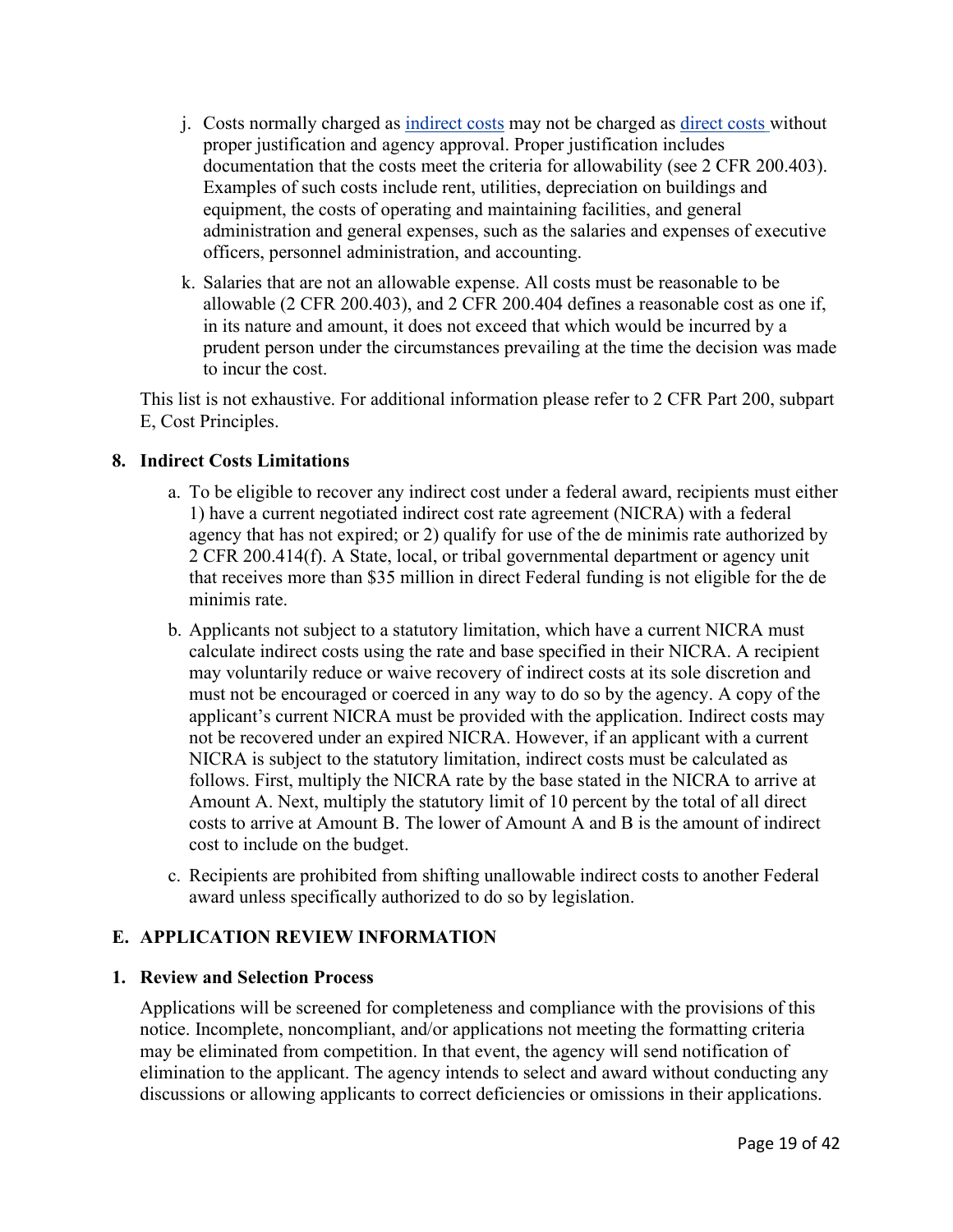j. Costs normally charged as indirect costs may not be charged as direct costs without proper justification and agency approval. Proper justification includes documentation that the costs meet the criteria for allowability (see 2 CFR 200.403). Examples of such costs include rent, utilities, depreciation on buildings and equipment, the costs of operating and maintaining facilities, and general administration and general expenses, such as the salaries and expenses of executive officers, personnel administration, and accounting.

k. Salaries that are not an allowable expense. All costs must be reasonable to be allowable (2 CFR 200.403), and 2 CFR 200.404 defines a reasonable cost as one if, in its nature and amount, it does not exceed that which would be incurred by a prudent person under the circumstances prevailing at the time the decision was made to incur the cost.

This list is not exhaustive. For additional information please refer to 2 CFR Part 200, subpart E, Cost Principles.

### 8. Indirect Costs Limitations

a. To be eligible to recover any indirect cost under a federal award, recipients must either 1) have a current negotiated indirect cost rate agreement (NICRA) with a federal agency that has not expired; or 2) qualify for use of the de minimis rate authorized by 2 CFR 200.414(f). A State, local, or tribal governmental department or agency unit that receives more than $35 million in direct Federal funding is not eligible for the de minimis rate.

b. Applicants not subject to a statutory limitation, which have a current NICRA must calculate indirect costs using the rate and base specified in their NICRA. A recipient may voluntarily reduce or waive recovery of indirect costs at its sole discretion and must not be encouraged or coerced in any way to do so by the agency. A copy of the applicant's current NICRA must be provided with the application. Indirect costs may not be recovered under an expired NICRA. However, if an applicant with a current NICRA is subject to the statutory limitation, indirect costs must be calculated as follows. First, multiply the NICRA rate by the base stated in the NICRA to arrive at Amount A. Next, multiply the statutory limit of 10 percent by the total of all direct costs to arrive at Amount B. The lower of Amount A and B is the amount of indirect cost to include on the budget.

c. Recipients are prohibited from shifting unallowable indirect costs to another Federal award unless specifically authorized to do so by legislation.

## E. APPLICATION REVIEW INFORMATION

### 1. Review and Selection Process

Applications will be screened for completeness and compliance with the provisions of this notice. Incomplete, noncompliant, and/or applications not meeting the formatting criteria may be eliminated from competition. In that event, the agency will send notification of elimination to the applicant. The agency intends to select and award without conducting any discussions or allowing applicants to correct deficiencies or omissions in their applications.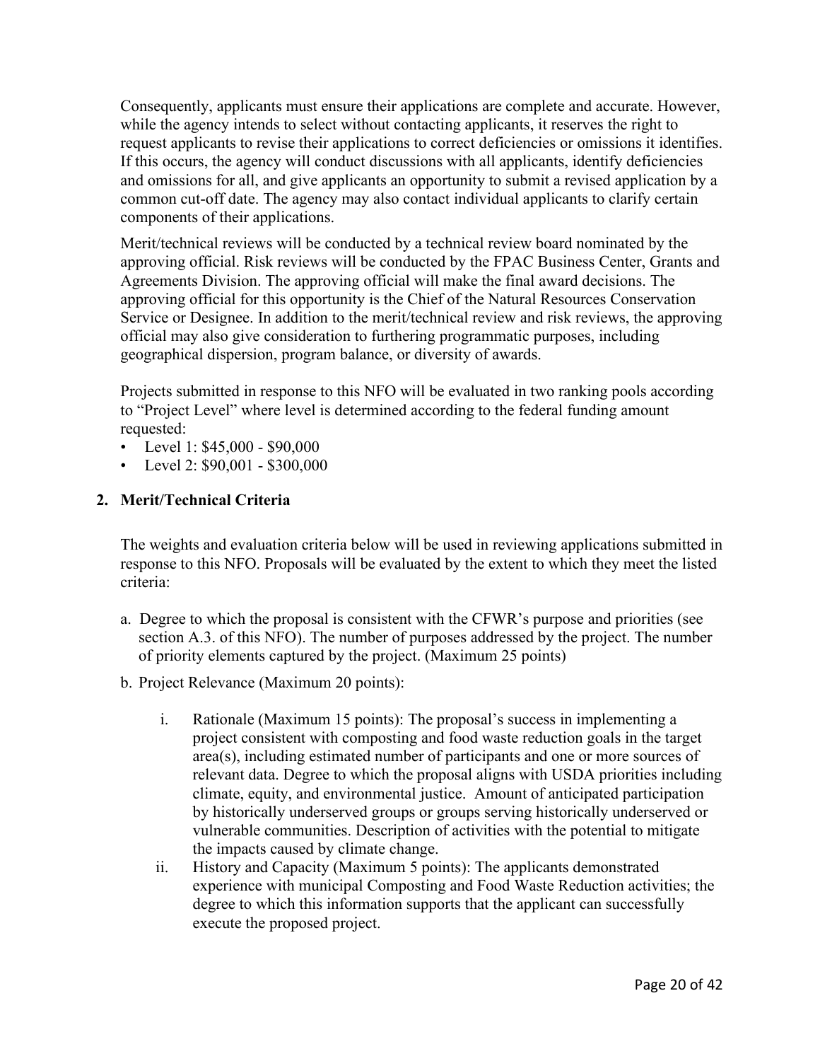Consequently, applicants must ensure their applications are complete and accurate. However, while the agency intends to select without contacting applicants, it reserves the right to request applicants to revise their applications to correct deficiencies or omissions it identifies. If this occurs, the agency will conduct discussions with all applicants, identify deficiencies and omissions for all, and give applicants an opportunity to submit a revised application by a common cut-off date. The agency may also contact individual applicants to clarify certain components of their applications.

Merit/technical reviews will be conducted by a technical review board nominated by the approving official. Risk reviews will be conducted by the FPAC Business Center, Grants and Agreements Division. The approving official will make the final award decisions. The approving official for this opportunity is the Chief of the Natural Resources Conservation Service or Designee. In addition to the merit/technical review and risk reviews, the approving official may also give consideration to furthering programmatic purposes, including geographical dispersion, program balance, or diversity of awards.

Projects submitted in response to this NFO will be evaluated in two ranking pools according to "Project Level" where level is determined according to the federal funding amount requested:

- Level 1: $45,000 - $90,000
- Level 2: $90,001 - $300,000

## 2. Merit/Technical Criteria

The weights and evaluation criteria below will be used in reviewing applications submitted in response to this NFO. Proposals will be evaluated by the extent to which they meet the listed criteria:

a. Degree to which the proposal is consistent with the CFWR's purpose and priorities (see section A.3. of this NFO). The number of purposes addressed by the project. The number of priority elements captured by the project. (Maximum 25 points)

b. Project Relevance (Maximum 20 points):

   i. Rationale (Maximum 15 points): The proposal's success in implementing a project consistent with composting and food waste reduction goals in the target area(s), including estimated number of participants and one or more sources of relevant data. Degree to which the proposal aligns with USDA priorities including climate, equity, and environmental justice. Amount of anticipated participation by historically underserved groups or groups serving historically underserved or vulnerable communities. Description of activities with the potential to mitigate the impacts caused by climate change.

   ii. History and Capacity (Maximum 5 points): The applicants demonstrated experience with municipal Composting and Food Waste Reduction activities; the degree to which this information supports that the applicant can successfully execute the proposed project.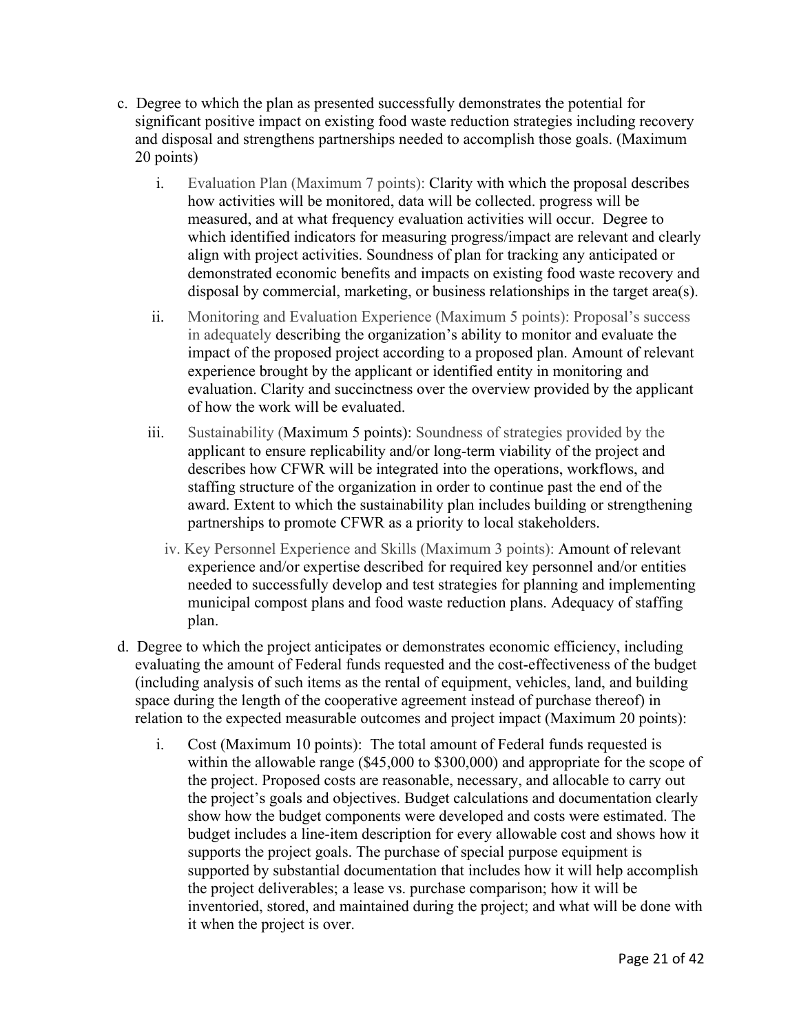c. Degree to which the plan as presented successfully demonstrates the potential for significant positive impact on existing food waste reduction strategies including recovery and disposal and strengthens partnerships needed to accomplish those goals. (Maximum 20 points)

   i. Evaluation Plan (Maximum 7 points): Clarity with which the proposal describes how activities will be monitored, data will be collected. progress will be measured, and at what frequency evaluation activities will occur. Degree to which identified indicators for measuring progress/impact are relevant and clearly align with project activities. Soundness of plan for tracking any anticipated or demonstrated economic benefits and impacts on existing food waste recovery and disposal by commercial, marketing, or business relationships in the target area(s).

   ii. Monitoring and Evaluation Experience (Maximum 5 points): Proposal's success in adequately describing the organization's ability to monitor and evaluate the impact of the proposed project according to a proposed plan. Amount of relevant experience brought by the applicant or identified entity in monitoring and evaluation. Clarity and succinctness over the overview provided by the applicant of how the work will be evaluated.

   iii. Sustainability (Maximum 5 points): Soundness of strategies provided by the applicant to ensure replicability and/or long-term viability of the project and describes how CFWR will be integrated into the operations, workflows, and staffing structure of the organization in order to continue past the end of the award. Extent to which the sustainability plan includes building or strengthening partnerships to promote CFWR as a priority to local stakeholders.

   iv. Key Personnel Experience and Skills (Maximum 3 points): Amount of relevant experience and/or expertise described for required key personnel and/or entities needed to successfully develop and test strategies for planning and implementing municipal compost plans and food waste reduction plans. Adequacy of staffing plan.

d. Degree to which the project anticipates or demonstrates economic efficiency, including evaluating the amount of Federal funds requested and the cost-effectiveness of the budget (including analysis of such items as the rental of equipment, vehicles, land, and building space during the length of the cooperative agreement instead of purchase thereof) in relation to the expected measurable outcomes and project impact (Maximum 20 points):

   i. Cost (Maximum 10 points): The total amount of Federal funds requested is within the allowable range ($45,000 to $300,000) and appropriate for the scope of the project. Proposed costs are reasonable, necessary, and allocable to carry out the project's goals and objectives. Budget calculations and documentation clearly show how the budget components were developed and costs were estimated. The budget includes a line-item description for every allowable cost and shows how it supports the project goals. The purchase of special purpose equipment is supported by substantial documentation that includes how it will help accomplish the project deliverables; a lease vs. purchase comparison; how it will be inventoried, stored, and maintained during the project; and what will be done with it when the project is over.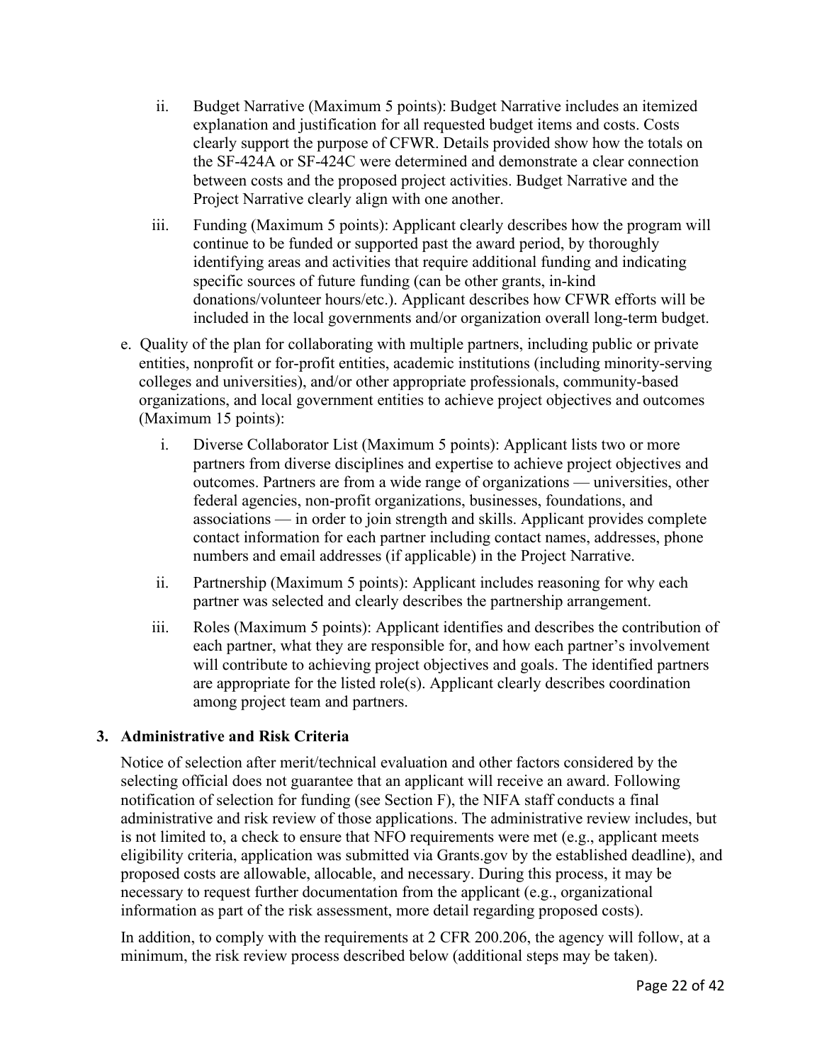ii. Budget Narrative (Maximum 5 points): Budget Narrative includes an itemized explanation and justification for all requested budget items and costs. Costs clearly support the purpose of CFWR. Details provided show how the totals on the SF-424A or SF-424C were determined and demonstrate a clear connection between costs and the proposed project activities. Budget Narrative and the Project Narrative clearly align with one another.

iii. Funding (Maximum 5 points): Applicant clearly describes how the program will continue to be funded or supported past the award period, by thoroughly identifying areas and activities that require additional funding and indicating specific sources of future funding (can be other grants, in-kind donations/volunteer hours/etc.). Applicant describes how CFWR efforts will be included in the local governments and/or organization overall long-term budget.

e. Quality of the plan for collaborating with multiple partners, including public or private entities, nonprofit or for-profit entities, academic institutions (including minority-serving colleges and universities), and/or other appropriate professionals, community-based organizations, and local government entities to achieve project objectives and outcomes (Maximum 15 points):

   i. Diverse Collaborator List (Maximum 5 points): Applicant lists two or more partners from diverse disciplines and expertise to achieve project objectives and outcomes. Partners are from a wide range of organizations — universities, other federal agencies, non-profit organizations, businesses, foundations, and associations — in order to join strength and skills. Applicant provides complete contact information for each partner including contact names, addresses, phone numbers and email addresses (if applicable) in the Project Narrative.

   ii. Partnership (Maximum 5 points): Applicant includes reasoning for why each partner was selected and clearly describes the partnership arrangement.

   iii. Roles (Maximum 5 points): Applicant identifies and describes the contribution of each partner, what they are responsible for, and how each partner's involvement will contribute to achieving project objectives and goals. The identified partners are appropriate for the listed role(s). Applicant clearly describes coordination among project team and partners.

### 3. Administrative and Risk Criteria

Notice of selection after merit/technical evaluation and other factors considered by the selecting official does not guarantee that an applicant will receive an award. Following notification of selection for funding (see Section F), the NIFA staff conducts a final administrative and risk review of those applications. The administrative review includes, but is not limited to, a check to ensure that NFO requirements were met (e.g., applicant meets eligibility criteria, application was submitted via Grants.gov by the established deadline), and proposed costs are allowable, allocable, and necessary. During this process, it may be necessary to request further documentation from the applicant (e.g., organizational information as part of the risk assessment, more detail regarding proposed costs).

In addition, to comply with the requirements at 2 CFR 200.206, the agency will follow, at a minimum, the risk review process described below (additional steps may be taken).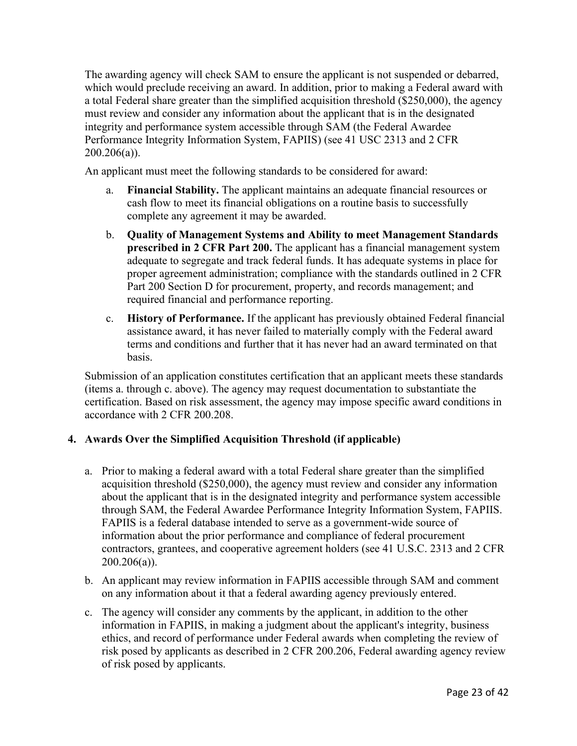The awarding agency will check SAM to ensure the applicant is not suspended or debarred, which would preclude receiving an award. In addition, prior to making a Federal award with a total Federal share greater than the simplified acquisition threshold ($250,000), the agency must review and consider any information about the applicant that is in the designated integrity and performance system accessible through SAM (the Federal Awardee Performance Integrity Information System, FAPIIS) (see 41 USC 2313 and 2 CFR 200.206(a)).

An applicant must meet the following standards to be considered for award:

a. **Financial Stability.** The applicant maintains an adequate financial resources or cash flow to meet its financial obligations on a routine basis to successfully complete any agreement it may be awarded.

b. **Quality of Management Systems and Ability to meet Management Standards prescribed in 2 CFR Part 200.** The applicant has a financial management system adequate to segregate and track federal funds. It has adequate systems in place for proper agreement administration; compliance with the standards outlined in 2 CFR Part 200 Section D for procurement, property, and records management; and required financial and performance reporting.

c. **History of Performance.** If the applicant has previously obtained Federal financial assistance award, it has never failed to materially comply with the Federal award terms and conditions and further that it has never had an award terminated on that basis.

Submission of an application constitutes certification that an applicant meets these standards (items a. through c. above). The agency may request documentation to substantiate the certification. Based on risk assessment, the agency may impose specific award conditions in accordance with 2 CFR 200.208.

### 4. Awards Over the Simplified Acquisition Threshold (if applicable)

a. Prior to making a federal award with a total Federal share greater than the simplified acquisition threshold ($250,000), the agency must review and consider any information about the applicant that is in the designated integrity and performance system accessible through SAM, the Federal Awardee Performance Integrity Information System, FAPIIS. FAPIIS is a federal database intended to serve as a government-wide source of information about the prior performance and compliance of federal procurement contractors, grantees, and cooperative agreement holders (see 41 U.S.C. 2313 and 2 CFR 200.206(a)).

b. An applicant may review information in FAPIIS accessible through SAM and comment on any information about it that a federal awarding agency previously entered.

c. The agency will consider any comments by the applicant, in addition to the other information in FAPIIS, in making a judgment about the applicant's integrity, business ethics, and record of performance under Federal awards when completing the review of risk posed by applicants as described in 2 CFR 200.206, Federal awarding agency review of risk posed by applicants.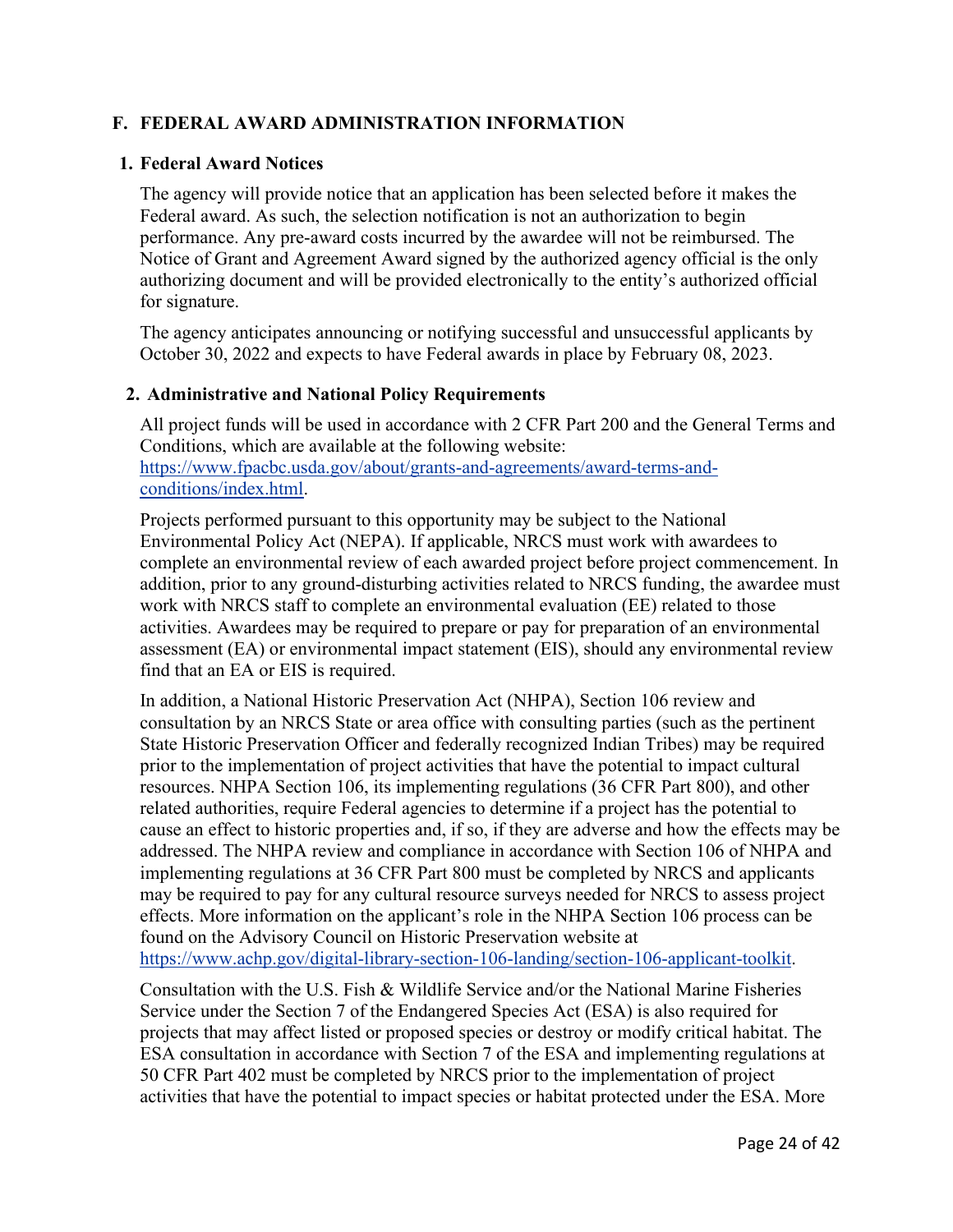## F. FEDERAL AWARD ADMINISTRATION INFORMATION

### 1. Federal Award Notices

The agency will provide notice that an application has been selected before it makes the Federal award. As such, the selection notification is not an authorization to begin performance. Any pre-award costs incurred by the awardee will not be reimbursed. The Notice of Grant and Agreement Award signed by the authorized agency official is the only authorizing document and will be provided electronically to the entity's authorized official for signature.

The agency anticipates announcing or notifying successful and unsuccessful applicants by October 30, 2022 and expects to have Federal awards in place by February 08, 2023.

### 2. Administrative and National Policy Requirements

All project funds will be used in accordance with 2 CFR Part 200 and the General Terms and Conditions, which are available at the following website: [https://www.fpacbc.usda.gov/about/grants-and-agreements/award-terms-and-conditions/index.html](https://www.fpacbc.usda.gov/about/grants-and-agreements/award-terms-and-conditions/index.html).

Projects performed pursuant to this opportunity may be subject to the National Environmental Policy Act (NEPA). If applicable, NRCS must work with awardees to complete an environmental review of each awarded project before project commencement. In addition, prior to any ground-disturbing activities related to NRCS funding, the awardee must work with NRCS staff to complete an environmental evaluation (EE) related to those activities. Awardees may be required to prepare or pay for preparation of an environmental assessment (EA) or environmental impact statement (EIS), should any environmental review find that an EA or EIS is required.

In addition, a National Historic Preservation Act (NHPA), Section 106 review and consultation by an NRCS State or area office with consulting parties (such as the pertinent State Historic Preservation Officer and federally recognized Indian Tribes) may be required prior to the implementation of project activities that have the potential to impact cultural resources. NHPA Section 106, its implementing regulations (36 CFR Part 800), and other related authorities, require Federal agencies to determine if a project has the potential to cause an effect to historic properties and, if so, if they are adverse and how the effects may be addressed. The NHPA review and compliance in accordance with Section 106 of NHPA and implementing regulations at 36 CFR Part 800 must be completed by NRCS and applicants may be required to pay for any cultural resource surveys needed for NRCS to assess project effects. More information on the applicant's role in the NHPA Section 106 process can be found on the Advisory Council on Historic Preservation website at [https://www.achp.gov/digital-library-section-106-landing/section-106-applicant-toolkit](https://www.achp.gov/digital-library-section-106-landing/section-106-applicant-toolkit).

Consultation with the U.S. Fish & Wildlife Service and/or the National Marine Fisheries Service under the Section 7 of the Endangered Species Act (ESA) is also required for projects that may affect listed or proposed species or destroy or modify critical habitat. The ESA consultation in accordance with Section 7 of the ESA and implementing regulations at 50 CFR Part 402 must be completed by NRCS prior to the implementation of project activities that have the potential to impact species or habitat protected under the ESA. More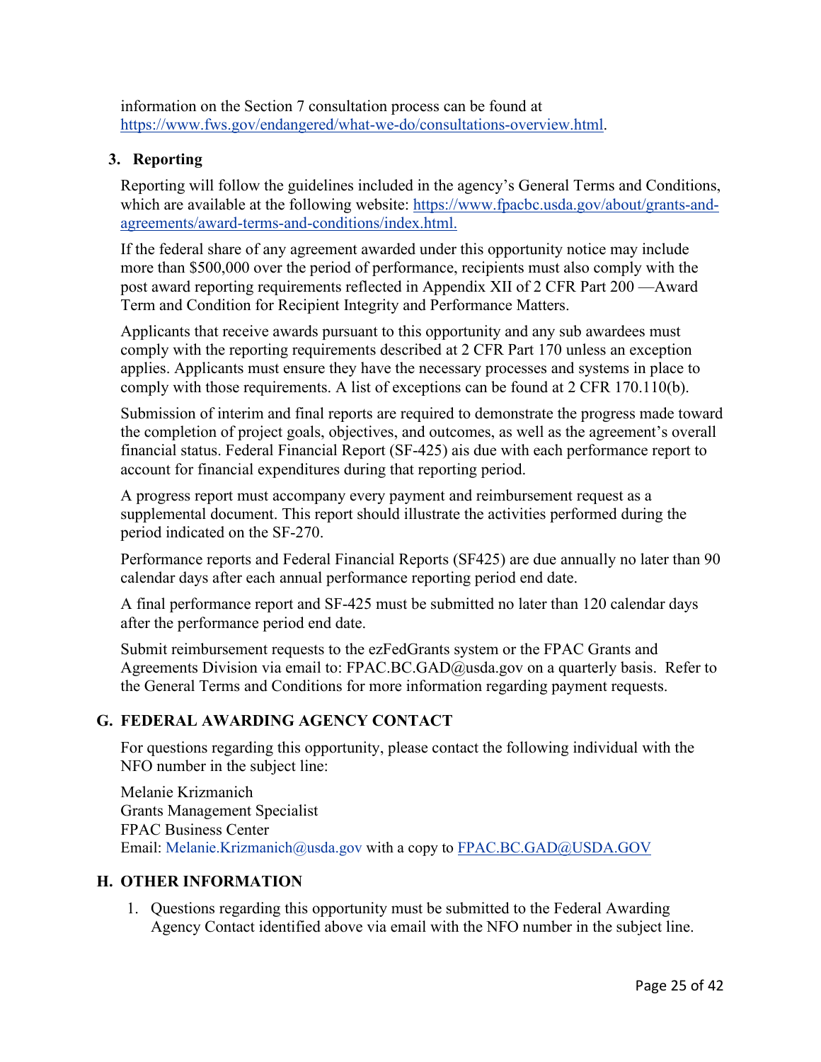information on the Section 7 consultation process can be found at https://www.fws.gov/endangered/what-we-do/consultations-overview.html.

### 3. Reporting

Reporting will follow the guidelines included in the agency's General Terms and Conditions, which are available at the following website: https://www.fpacbc.usda.gov/about/grants-and-agreements/award-terms-and-conditions/index.html.

If the federal share of any agreement awarded under this opportunity notice may include more than $500,000 over the period of performance, recipients must also comply with the post award reporting requirements reflected in Appendix XII of 2 CFR Part 200 —Award Term and Condition for Recipient Integrity and Performance Matters.

Applicants that receive awards pursuant to this opportunity and any sub awardees must comply with the reporting requirements described at 2 CFR Part 170 unless an exception applies. Applicants must ensure they have the necessary processes and systems in place to comply with those requirements. A list of exceptions can be found at 2 CFR 170.110(b).

Submission of interim and final reports are required to demonstrate the progress made toward the completion of project goals, objectives, and outcomes, as well as the agreement's overall financial status. Federal Financial Report (SF-425) ais due with each performance report to account for financial expenditures during that reporting period.

A progress report must accompany every payment and reimbursement request as a supplemental document. This report should illustrate the activities performed during the period indicated on the SF-270.

Performance reports and Federal Financial Reports (SF425) are due annually no later than 90 calendar days after each annual performance reporting period end date.

A final performance report and SF-425 must be submitted no later than 120 calendar days after the performance period end date.

Submit reimbursement requests to the ezFedGrants system or the FPAC Grants and Agreements Division via email to: FPAC.BC.GAD@usda.gov on a quarterly basis. Refer to the General Terms and Conditions for more information regarding payment requests.

## G. FEDERAL AWARDING AGENCY CONTACT

For questions regarding this opportunity, please contact the following individual with the NFO number in the subject line:

Melanie Krizmanich
Grants Management Specialist
FPAC Business Center
Email: Melanie.Krizmanich@usda.gov with a copy to FPAC.BC.GAD@USDA.GOV

## H. OTHER INFORMATION

1. Questions regarding this opportunity must be submitted to the Federal Awarding Agency Contact identified above via email with the NFO number in the subject line.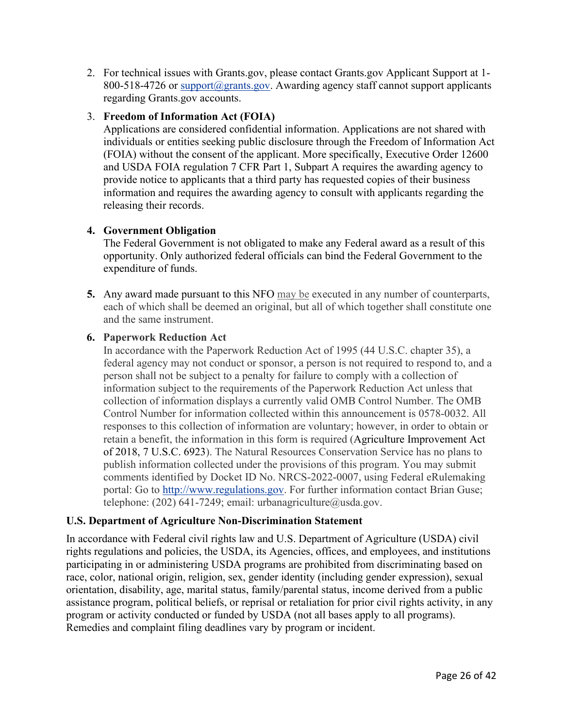2. For technical issues with Grants.gov, please contact Grants.gov Applicant Support at 1-800-518-4726 or support@grants.gov. Awarding agency staff cannot support applicants regarding Grants.gov accounts.

3. **Freedom of Information Act (FOIA)**
   Applications are considered confidential information. Applications are not shared with individuals or entities seeking public disclosure through the Freedom of Information Act (FOIA) without the consent of the applicant. More specifically, Executive Order 12600 and USDA FOIA regulation 7 CFR Part 1, Subpart A requires the awarding agency to provide notice to applicants that a third party has requested copies of their business information and requires the awarding agency to consult with applicants regarding the releasing their records.

4. **Government Obligation**
   The Federal Government is not obligated to make any Federal award as a result of this opportunity. Only authorized federal officials can bind the Federal Government to the expenditure of funds.

5. Any award made pursuant to this NFO may be executed in any number of counterparts, each of which shall be deemed an original, but all of which together shall constitute one and the same instrument.

6. **Paperwork Reduction Act**
   In accordance with the Paperwork Reduction Act of 1995 (44 U.S.C. chapter 35), a federal agency may not conduct or sponsor, a person is not required to respond to, and a person shall not be subject to a penalty for failure to comply with a collection of information subject to the requirements of the Paperwork Reduction Act unless that collection of information displays a currently valid OMB Control Number. The OMB Control Number for information collected within this announcement is 0578-0032. All responses to this collection of information are voluntary; however, in order to obtain or retain a benefit, the information in this form is required (Agriculture Improvement Act of 2018, 7 U.S.C. 6923). The Natural Resources Conservation Service has no plans to publish information collected under the provisions of this program. You may submit comments identified by Docket ID No. NRCS-2022-0007, using Federal eRulemaking portal: Go to http://www.regulations.gov. For further information contact Brian Guse; telephone: (202) 641-7249; email: urbanagriculture@usda.gov.

**U.S. Department of Agriculture Non-Discrimination Statement**

In accordance with Federal civil rights law and U.S. Department of Agriculture (USDA) civil rights regulations and policies, the USDA, its Agencies, offices, and employees, and institutions participating in or administering USDA programs are prohibited from discriminating based on race, color, national origin, religion, sex, gender identity (including gender expression), sexual orientation, disability, age, marital status, family/parental status, income derived from a public assistance program, political beliefs, or reprisal or retaliation for prior civil rights activity, in any program or activity conducted or funded by USDA (not all bases apply to all programs). Remedies and complaint filing deadlines vary by program or incident.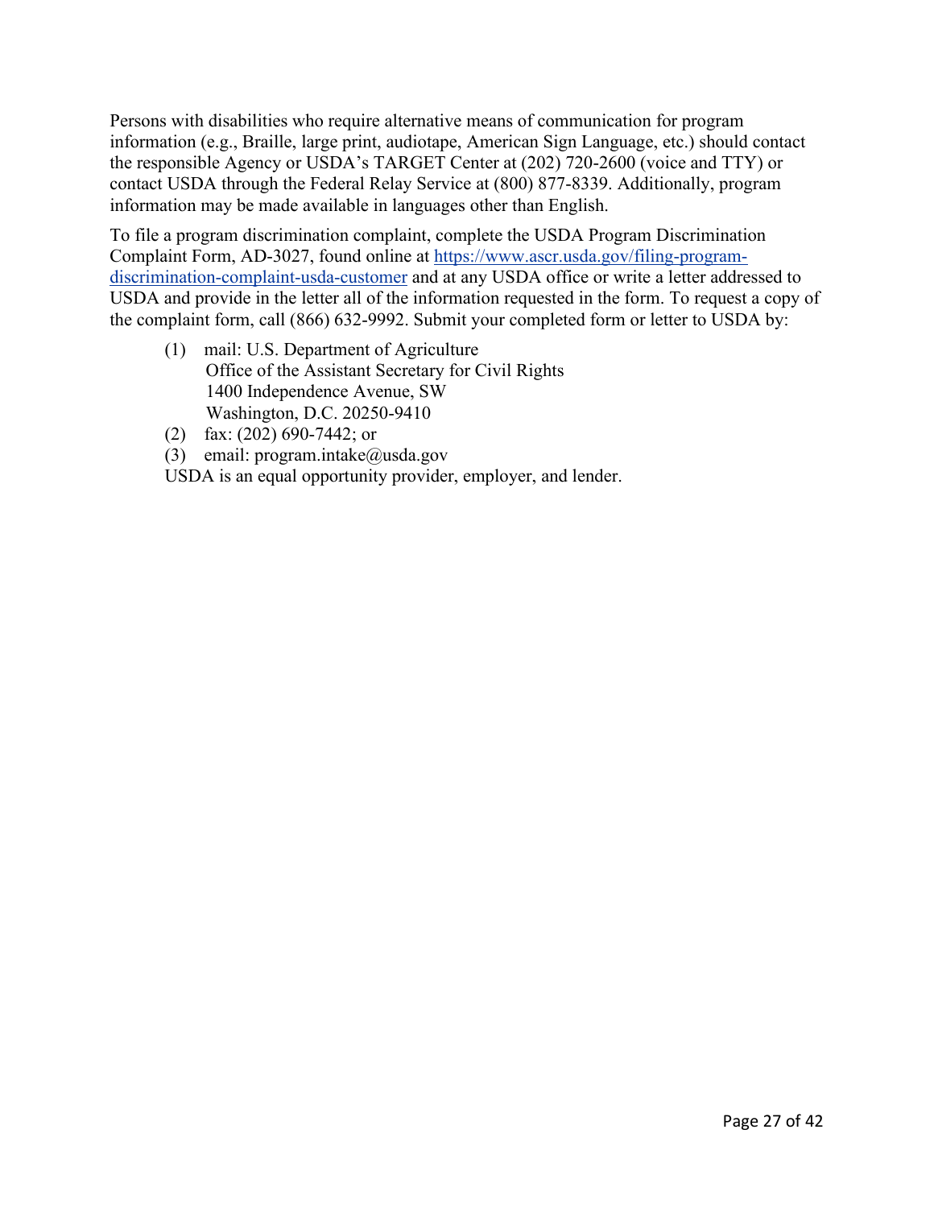Persons with disabilities who require alternative means of communication for program information (e.g., Braille, large print, audiotape, American Sign Language, etc.) should contact the responsible Agency or USDA's TARGET Center at (202) 720-2600 (voice and TTY) or contact USDA through the Federal Relay Service at (800) 877-8339. Additionally, program information may be made available in languages other than English.

To file a program discrimination complaint, complete the USDA Program Discrimination Complaint Form, AD-3027, found online at [https://www.ascr.usda.gov/filing-program-discrimination-complaint-usda-customer](https://www.ascr.usda.gov/filing-program-discrimination-complaint-usda-customer) and at any USDA office or write a letter addressed to USDA and provide in the letter all of the information requested in the form. To request a copy of the complaint form, call (866) 632-9992. Submit your completed form or letter to USDA by:

(1) mail: U.S. Department of Agriculture
Office of the Assistant Secretary for Civil Rights
1400 Independence Avenue, SW
Washington, D.C. 20250-9410

(2) fax: (202) 690-7442; or

(3) email: program.intake@usda.gov

USDA is an equal opportunity provider, employer, and lender.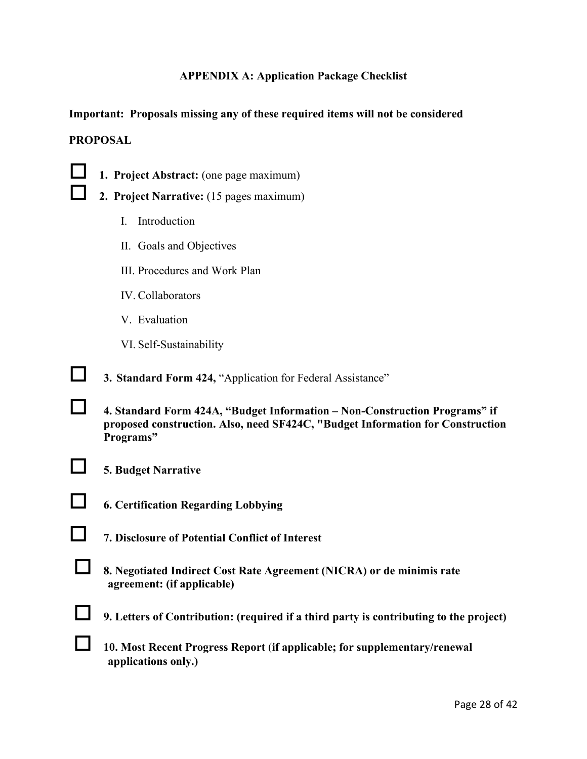### APPENDIX A: Application Package Checklist

**Important: Proposals missing any of these required items will not be considered**

**PROPOSAL**

- ☐ **1. Project Abstract:** (one page maximum)
- ☐ **2. Project Narrative:** (15 pages maximum)
  - I. Introduction
  - II. Goals and Objectives
  - III. Procedures and Work Plan
  - IV. Collaborators
  - V. Evaluation
  - VI. Self-Sustainability
- ☐ **3. Standard Form 424,** "Application for Federal Assistance"
- ☐ **4. Standard Form 424A, "Budget Information – Non-Construction Programs" if proposed construction. Also, need SF424C, "Budget Information for Construction Programs"**
- ☐ **5. Budget Narrative**
- ☐ **6. Certification Regarding Lobbying**
- ☐ **7. Disclosure of Potential Conflict of Interest**
- ☐ **8. Negotiated Indirect Cost Rate Agreement (NICRA) or de minimis rate agreement: (if applicable)**
- ☐ **9. Letters of Contribution: (required if a third party is contributing to the project)**
- ☐ **10. Most Recent Progress Report** (**if applicable; for supplementary/renewal applications only.)**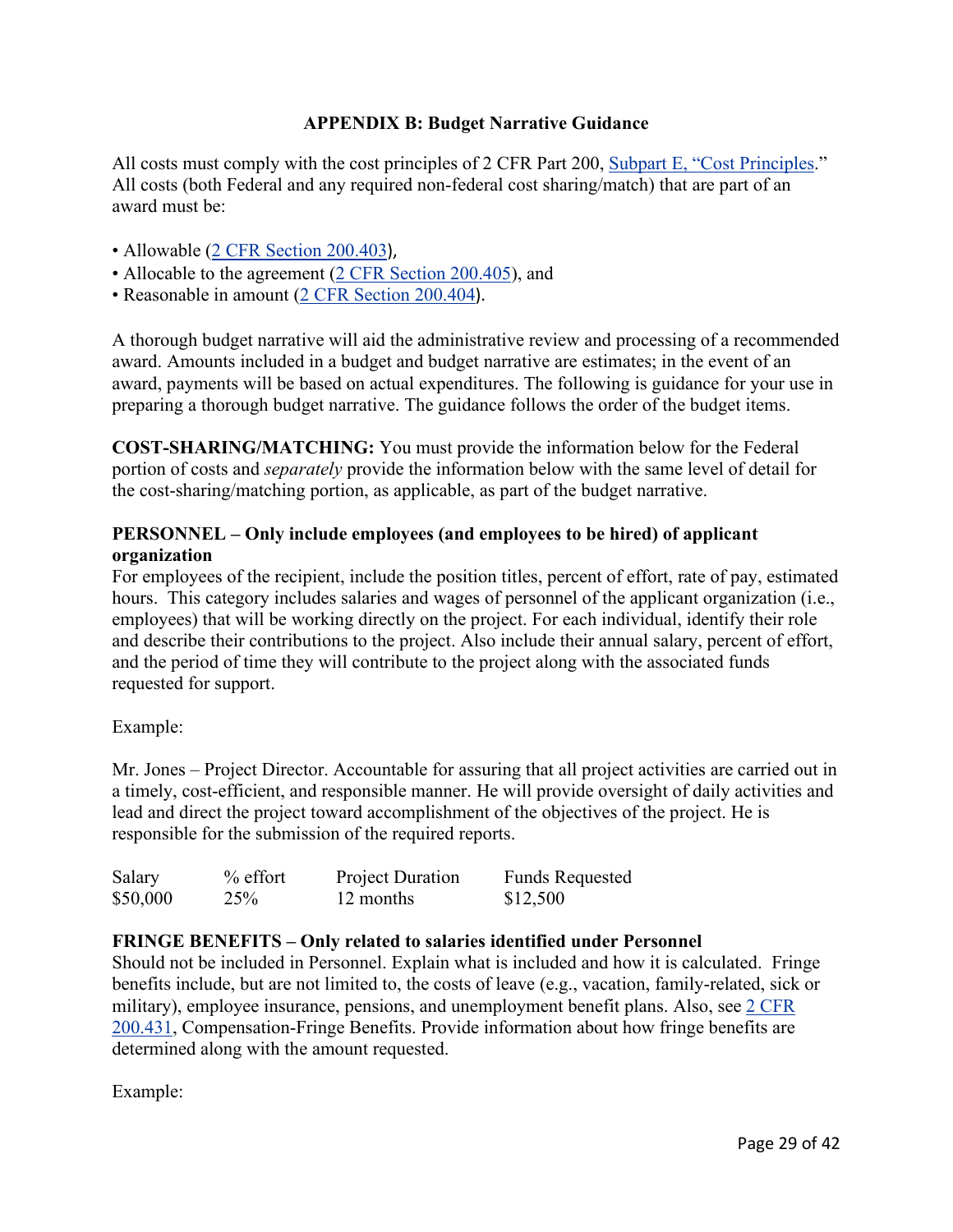## APPENDIX B: Budget Narrative Guidance

All costs must comply with the cost principles of 2 CFR Part 200, Subpart E, "Cost Principles." All costs (both Federal and any required non-federal cost sharing/match) that are part of an award must be:

- Allowable (2 CFR Section 200.403),
- Allocable to the agreement (2 CFR Section 200.405), and
- Reasonable in amount (2 CFR Section 200.404).

A thorough budget narrative will aid the administrative review and processing of a recommended award. Amounts included in a budget and budget narrative are estimates; in the event of an award, payments will be based on actual expenditures. The following is guidance for your use in preparing a thorough budget narrative. The guidance follows the order of the budget items.

**COST-SHARING/MATCHING:** You must provide the information below for the Federal portion of costs and *separately* provide the information below with the same level of detail for the cost-sharing/matching portion, as applicable, as part of the budget narrative.

**PERSONNEL – Only include employees (and employees to be hired) of applicant organization**

For employees of the recipient, include the position titles, percent of effort, rate of pay, estimated hours. This category includes salaries and wages of personnel of the applicant organization (i.e., employees) that will be working directly on the project. For each individual, identify their role and describe their contributions to the project. Also include their annual salary, percent of effort, and the period of time they will contribute to the project along with the associated funds requested for support.

Example:

Mr. Jones – Project Director. Accountable for assuring that all project activities are carried out in a timely, cost-efficient, and responsible manner. He will provide oversight of daily activities and lead and direct the project toward accomplishment of the objectives of the project. He is responsible for the submission of the required reports.

| Salary | % effort | Project Duration | Funds Requested |
|---|---|---|---|
| $50,000 | 25% | 12 months | $12,500 |

**FRINGE BENEFITS – Only related to salaries identified under Personnel**

Should not be included in Personnel. Explain what is included and how it is calculated. Fringe benefits include, but are not limited to, the costs of leave (e.g., vacation, family-related, sick or military), employee insurance, pensions, and unemployment benefit plans. Also, see 2 CFR 200.431, Compensation-Fringe Benefits. Provide information about how fringe benefits are determined along with the amount requested.

Example: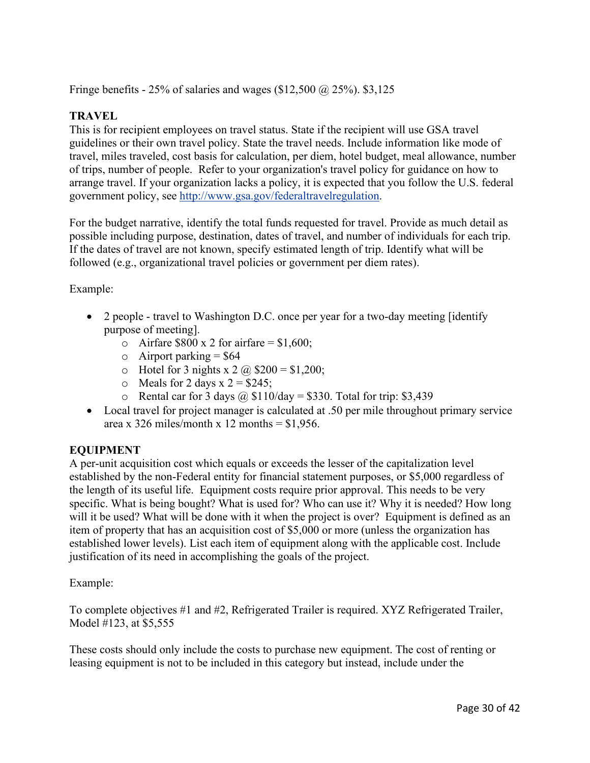Fringe benefits - 25% of salaries and wages ($12,500 @ 25%). $3,125

**TRAVEL**

This is for recipient employees on travel status. State if the recipient will use GSA travel guidelines or their own travel policy. State the travel needs. Include information like mode of travel, miles traveled, cost basis for calculation, per diem, hotel budget, meal allowance, number of trips, number of people. Refer to your organization's travel policy for guidance on how to arrange travel. If your organization lacks a policy, it is expected that you follow the U.S. federal government policy, see [http://www.gsa.gov/federaltravelregulation](http://www.gsa.gov/federaltravelregulation).

For the budget narrative, identify the total funds requested for travel. Provide as much detail as possible including purpose, destination, dates of travel, and number of individuals for each trip. If the dates of travel are not known, specify estimated length of trip. Identify what will be followed (e.g., organizational travel policies or government per diem rates).

Example:

- 2 people - travel to Washington D.C. once per year for a two-day meeting [identify purpose of meeting].
  - Airfare $800 x 2 for airfare = $1,600;
  - Airport parking = $64
  - Hotel for 3 nights x 2 @ $200 = $1,200;
  - Meals for 2 days x 2 = $245;
  - Rental car for 3 days @ $110/day = $330. Total for trip: $3,439
- Local travel for project manager is calculated at .50 per mile throughout primary service area x 326 miles/month x 12 months = $1,956.

**EQUIPMENT**

A per-unit acquisition cost which equals or exceeds the lesser of the capitalization level established by the non-Federal entity for financial statement purposes, or $5,000 regardless of the length of its useful life. Equipment costs require prior approval. This needs to be very specific. What is being bought? What is used for? Who can use it? Why it is needed? How long will it be used? What will be done with it when the project is over? Equipment is defined as an item of property that has an acquisition cost of $5,000 or more (unless the organization has established lower levels). List each item of equipment along with the applicable cost. Include justification of its need in accomplishing the goals of the project.

Example:

To complete objectives #1 and #2, Refrigerated Trailer is required. XYZ Refrigerated Trailer, Model #123, at $5,555

These costs should only include the costs to purchase new equipment. The cost of renting or leasing equipment is not to be included in this category but instead, include under the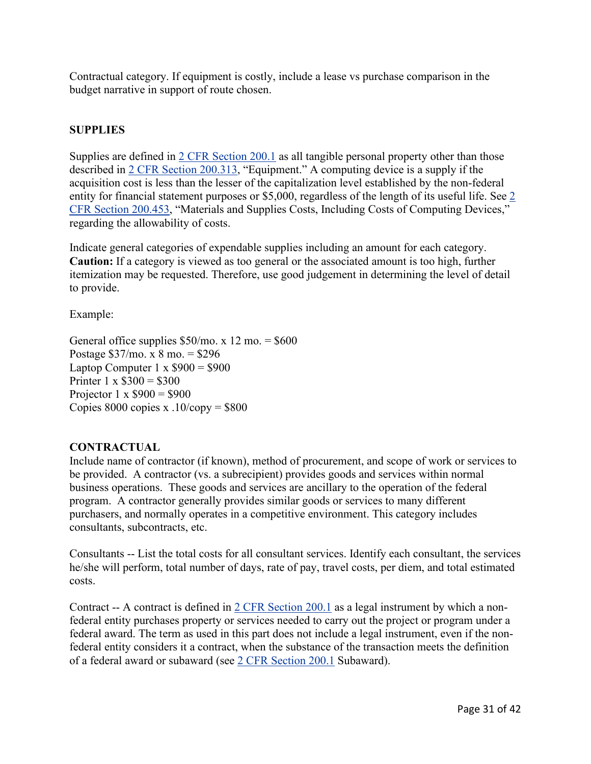Contractual category. If equipment is costly, include a lease vs purchase comparison in the budget narrative in support of route chosen.

## SUPPLIES

Supplies are defined in 2 CFR Section 200.1 as all tangible personal property other than those described in 2 CFR Section 200.313, "Equipment." A computing device is a supply if the acquisition cost is less than the lesser of the capitalization level established by the non-federal entity for financial statement purposes or $5,000, regardless of the length of its useful life. See 2 CFR Section 200.453, "Materials and Supplies Costs, Including Costs of Computing Devices," regarding the allowability of costs.

Indicate general categories of expendable supplies including an amount for each category. **Caution:** If a category is viewed as too general or the associated amount is too high, further itemization may be requested. Therefore, use good judgement in determining the level of detail to provide.

Example:

General office supplies $50/mo. x 12 mo. = $600
Postage $37/mo. x 8 mo. = $296
Laptop Computer 1 x $900 = $900
Printer 1 x $300 = $300
Projector 1 x $900 = $900
Copies 8000 copies x .10/copy = $800

## CONTRACTUAL

Include name of contractor (if known), method of procurement, and scope of work or services to be provided. A contractor (vs. a subrecipient) provides goods and services within normal business operations. These goods and services are ancillary to the operation of the federal program. A contractor generally provides similar goods or services to many different purchasers, and normally operates in a competitive environment. This category includes consultants, subcontracts, etc.

Consultants -- List the total costs for all consultant services. Identify each consultant, the services he/she will perform, total number of days, rate of pay, travel costs, per diem, and total estimated costs.

Contract -- A contract is defined in 2 CFR Section 200.1 as a legal instrument by which a non-federal entity purchases property or services needed to carry out the project or program under a federal award. The term as used in this part does not include a legal instrument, even if the non-federal entity considers it a contract, when the substance of the transaction meets the definition of a federal award or subaward (see 2 CFR Section 200.1 Subaward).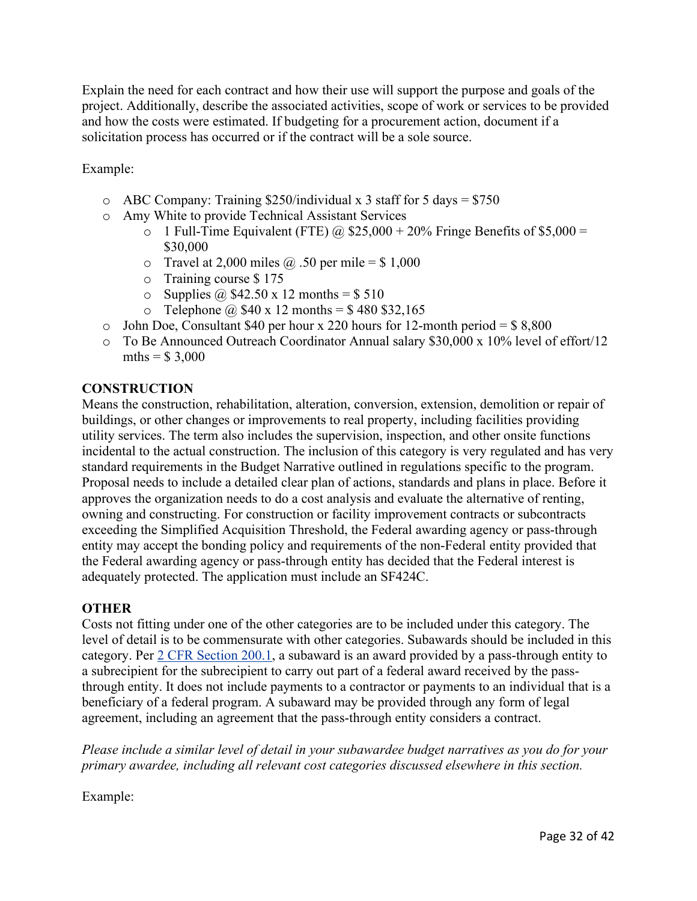Explain the need for each contract and how their use will support the purpose and goals of the project. Additionally, describe the associated activities, scope of work or services to be provided and how the costs were estimated. If budgeting for a procurement action, document if a solicitation process has occurred or if the contract will be a sole source.

Example:

- ABC Company: Training $250/individual x 3 staff for 5 days = $750
- Amy White to provide Technical Assistant Services
    - 1 Full-Time Equivalent (FTE) @ $25,000 + 20% Fringe Benefits of $5,000 = $30,000
    - Travel at 2,000 miles @ .50 per mile = $ 1,000
    - Training course $ 175
    - Supplies @ $42.50 x 12 months = $ 510
    - Telephone @ $40 x 12 months = $ 480 $32,165
- John Doe, Consultant $40 per hour x 220 hours for 12-month period = $ 8,800
- To Be Announced Outreach Coordinator Annual salary $30,000 x 10% level of effort/12 mths = $ 3,000

**CONSTRUCTION**

Means the construction, rehabilitation, alteration, conversion, extension, demolition or repair of buildings, or other changes or improvements to real property, including facilities providing utility services. The term also includes the supervision, inspection, and other onsite functions incidental to the actual construction. The inclusion of this category is very regulated and has very standard requirements in the Budget Narrative outlined in regulations specific to the program. Proposal needs to include a detailed clear plan of actions, standards and plans in place. Before it approves the organization needs to do a cost analysis and evaluate the alternative of renting, owning and constructing. For construction or facility improvement contracts or subcontracts exceeding the Simplified Acquisition Threshold, the Federal awarding agency or pass-through entity may accept the bonding policy and requirements of the non-Federal entity provided that the Federal awarding agency or pass-through entity has decided that the Federal interest is adequately protected. The application must include an SF424C.

**OTHER**

Costs not fitting under one of the other categories are to be included under this category. The level of detail is to be commensurate with other categories. Subawards should be included in this category. Per [2 CFR Section 200.1](), a subaward is an award provided by a pass-through entity to a subrecipient for the subrecipient to carry out part of a federal award received by the pass-through entity. It does not include payments to a contractor or payments to an individual that is a beneficiary of a federal program. A subaward may be provided through any form of legal agreement, including an agreement that the pass-through entity considers a contract.

*Please include a similar level of detail in your subawardee budget narratives as you do for your primary awardee, including all relevant cost categories discussed elsewhere in this section.*

Example: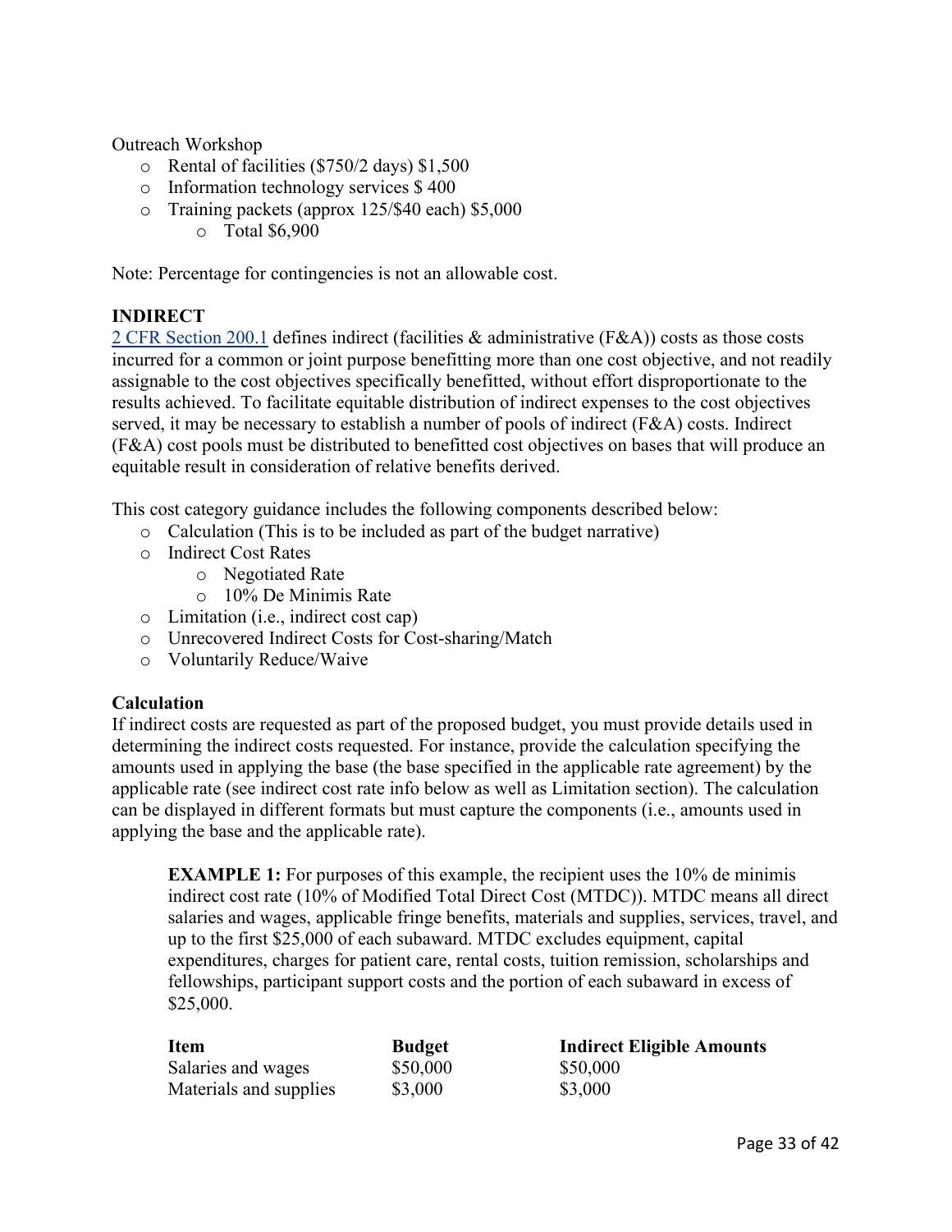Outreach Workshop

- Rental of facilities ($750/2 days) $1,500
- Information technology services $ 400
- Training packets (approx 125/$40 each) $5,000
  - Total $6,900

Note: Percentage for contingencies is not an allowable cost.

## INDIRECT

[2 CFR Section 200.1](#) defines indirect (facilities & administrative (F&A)) costs as those costs incurred for a common or joint purpose benefitting more than one cost objective, and not readily assignable to the cost objectives specifically benefitted, without effort disproportionate to the results achieved. To facilitate equitable distribution of indirect expenses to the cost objectives served, it may be necessary to establish a number of pools of indirect (F&A) costs. Indirect (F&A) cost pools must be distributed to benefitted cost objectives on bases that will produce an equitable result in consideration of relative benefits derived.

This cost category guidance includes the following components described below:

- Calculation (This is to be included as part of the budget narrative)
- Indirect Cost Rates
  - Negotiated Rate
  - 10% De Minimis Rate
- Limitation (i.e., indirect cost cap)
- Unrecovered Indirect Costs for Cost-sharing/Match
- Voluntarily Reduce/Waive

### Calculation

If indirect costs are requested as part of the proposed budget, you must provide details used in determining the indirect costs requested. For instance, provide the calculation specifying the amounts used in applying the base (the base specified in the applicable rate agreement) by the applicable rate (see indirect cost rate info below as well as Limitation section). The calculation can be displayed in different formats but must capture the components (i.e., amounts used in applying the base and the applicable rate).

> **EXAMPLE 1:** For purposes of this example, the recipient uses the 10% de minimis indirect cost rate (10% of Modified Total Direct Cost (MTDC)). MTDC means all direct salaries and wages, applicable fringe benefits, materials and supplies, services, travel, and up to the first $25,000 of each subaward. MTDC excludes equipment, capital expenditures, charges for patient care, rental costs, tuition remission, scholarships and fellowships, participant support costs and the portion of each subaward in excess of $25,000.

| Item | Budget | Indirect Eligible Amounts |
| --- | --- | --- |
| Salaries and wages | $50,000 | $50,000 |
| Materials and supplies | $3,000 | $3,000 |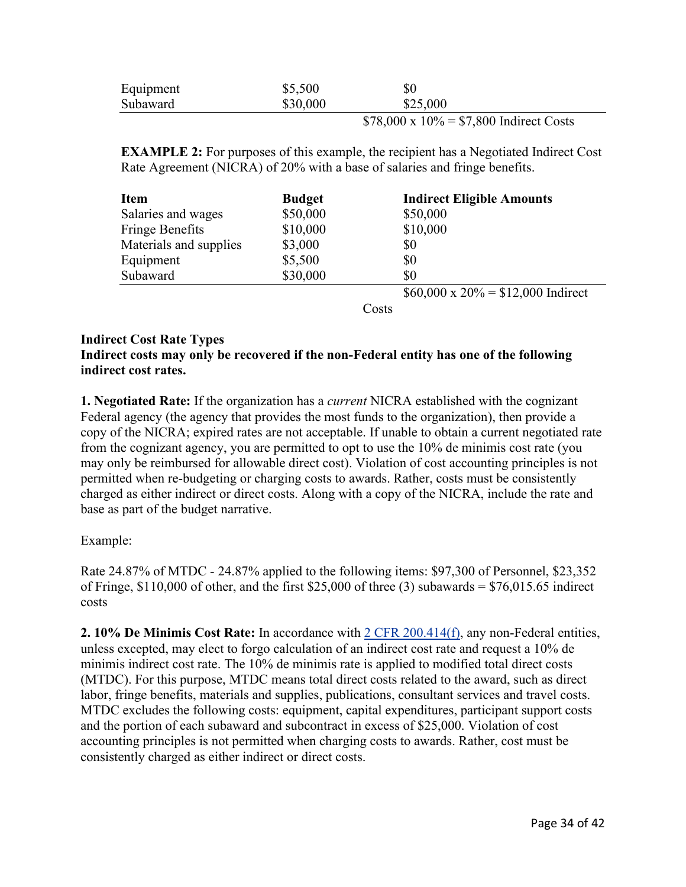| Item | Budget | Indirect Eligible Amounts |
|---|---|---|
| Equipment | $5,500 | $0 |
| Subaward | $30,000 | $25,000 |
| | | $78,000 x 10% = $7,800 Indirect Costs |

**EXAMPLE 2:** For purposes of this example, the recipient has a Negotiated Indirect Cost Rate Agreement (NICRA) of 20% with a base of salaries and fringe benefits.

| Item | Budget | Indirect Eligible Amounts |
|---|---|---|
| Salaries and wages | $50,000 | $50,000 |
| Fringe Benefits | $10,000 | $10,000 |
| Materials and supplies | $3,000 | $0 |
| Equipment | $5,500 | $0 |
| Subaward | $30,000 | $0 |
| | | $60,000 x 20% = $12,000 Indirect Costs |

**Indirect Cost Rate Types**
**Indirect costs may only be recovered if the non-Federal entity has one of the following indirect cost rates.**

**1. Negotiated Rate:** If the organization has a *current* NICRA established with the cognizant Federal agency (the agency that provides the most funds to the organization), then provide a copy of the NICRA; expired rates are not acceptable. If unable to obtain a current negotiated rate from the cognizant agency, you are permitted to opt to use the 10% de minimis cost rate (you may only be reimbursed for allowable direct cost). Violation of cost accounting principles is not permitted when re-budgeting or charging costs to awards. Rather, costs must be consistently charged as either indirect or direct costs. Along with a copy of the NICRA, include the rate and base as part of the budget narrative.

Example:

Rate 24.87% of MTDC - 24.87% applied to the following items: $97,300 of Personnel, $23,352 of Fringe, $110,000 of other, and the first $25,000 of three (3) subawards = $76,015.65 indirect costs

**2. 10% De Minimis Cost Rate:** In accordance with 2 CFR 200.414(f), any non-Federal entities, unless excepted, may elect to forgo calculation of an indirect cost rate and request a 10% de minimis indirect cost rate. The 10% de minimis rate is applied to modified total direct costs (MTDC). For this purpose, MTDC means total direct costs related to the award, such as direct labor, fringe benefits, materials and supplies, publications, consultant services and travel costs. MTDC excludes the following costs: equipment, capital expenditures, participant support costs and the portion of each subaward and subcontract in excess of $25,000. Violation of cost accounting principles is not permitted when charging costs to awards. Rather, cost must be consistently charged as either indirect or direct costs.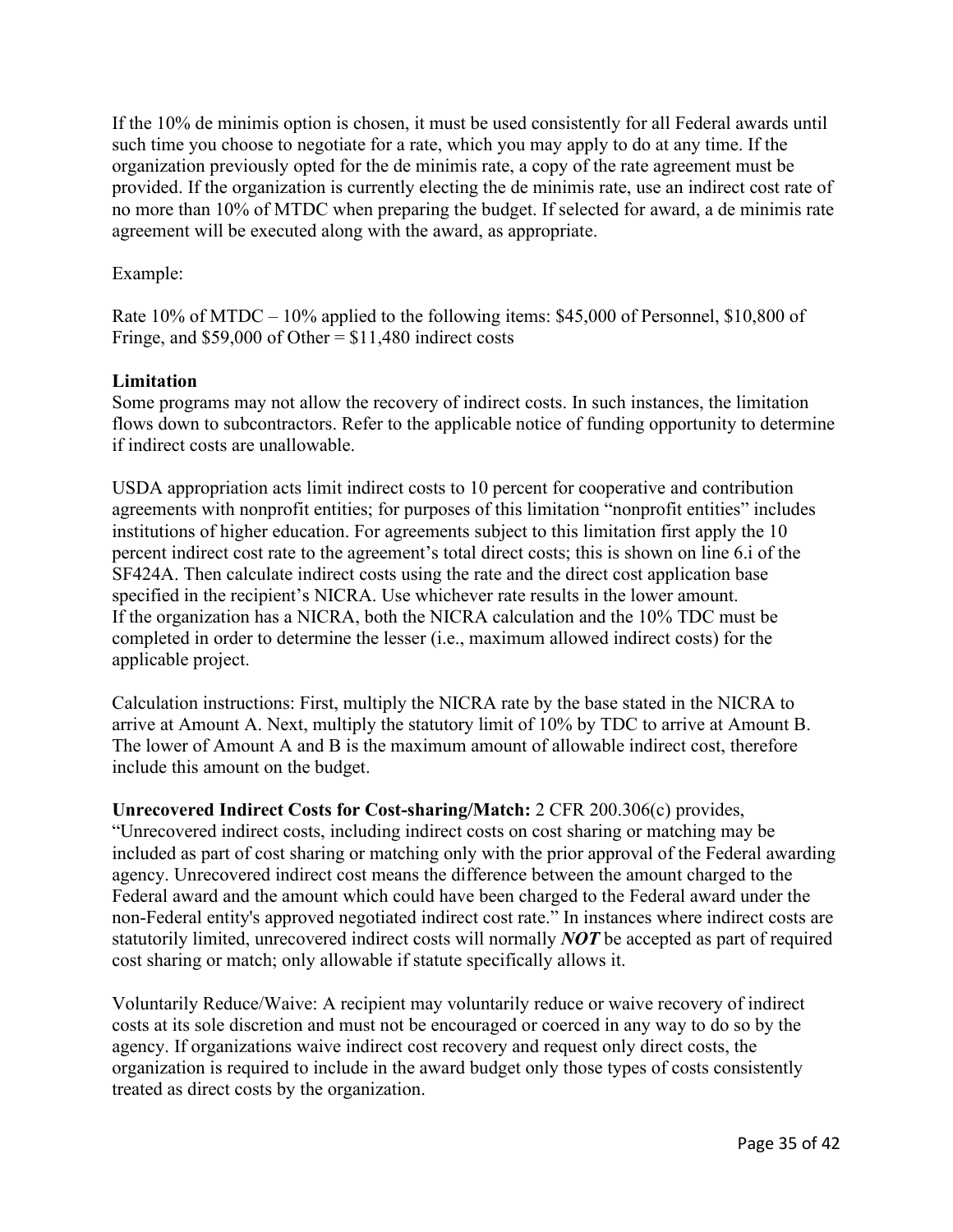If the 10% de minimis option is chosen, it must be used consistently for all Federal awards until such time you choose to negotiate for a rate, which you may apply to do at any time. If the organization previously opted for the de minimis rate, a copy of the rate agreement must be provided. If the organization is currently electing the de minimis rate, use an indirect cost rate of no more than 10% of MTDC when preparing the budget. If selected for award, a de minimis rate agreement will be executed along with the award, as appropriate.

Example:

Rate 10% of MTDC – 10% applied to the following items: $45,000 of Personnel, $10,800 of Fringe, and $59,000 of Other = $11,480 indirect costs

**Limitation**
Some programs may not allow the recovery of indirect costs. In such instances, the limitation flows down to subcontractors. Refer to the applicable notice of funding opportunity to determine if indirect costs are unallowable.

USDA appropriation acts limit indirect costs to 10 percent for cooperative and contribution agreements with nonprofit entities; for purposes of this limitation "nonprofit entities" includes institutions of higher education. For agreements subject to this limitation first apply the 10 percent indirect cost rate to the agreement's total direct costs; this is shown on line 6.i of the SF424A. Then calculate indirect costs using the rate and the direct cost application base specified in the recipient's NICRA. Use whichever rate results in the lower amount.
If the organization has a NICRA, both the NICRA calculation and the 10% TDC must be completed in order to determine the lesser (i.e., maximum allowed indirect costs) for the applicable project.

Calculation instructions: First, multiply the NICRA rate by the base stated in the NICRA to arrive at Amount A. Next, multiply the statutory limit of 10% by TDC to arrive at Amount B. The lower of Amount A and B is the maximum amount of allowable indirect cost, therefore include this amount on the budget.

**Unrecovered Indirect Costs for Cost-sharing/Match:** 2 CFR 200.306(c) provides, "Unrecovered indirect costs, including indirect costs on cost sharing or matching may be included as part of cost sharing or matching only with the prior approval of the Federal awarding agency. Unrecovered indirect cost means the difference between the amount charged to the Federal award and the amount which could have been charged to the Federal award under the non-Federal entity's approved negotiated indirect cost rate." In instances where indirect costs are statutorily limited, unrecovered indirect costs will normally ***NOT*** be accepted as part of required cost sharing or match; only allowable if statute specifically allows it.

Voluntarily Reduce/Waive: A recipient may voluntarily reduce or waive recovery of indirect costs at its sole discretion and must not be encouraged or coerced in any way to do so by the agency. If organizations waive indirect cost recovery and request only direct costs, the organization is required to include in the award budget only those types of costs consistently treated as direct costs by the organization.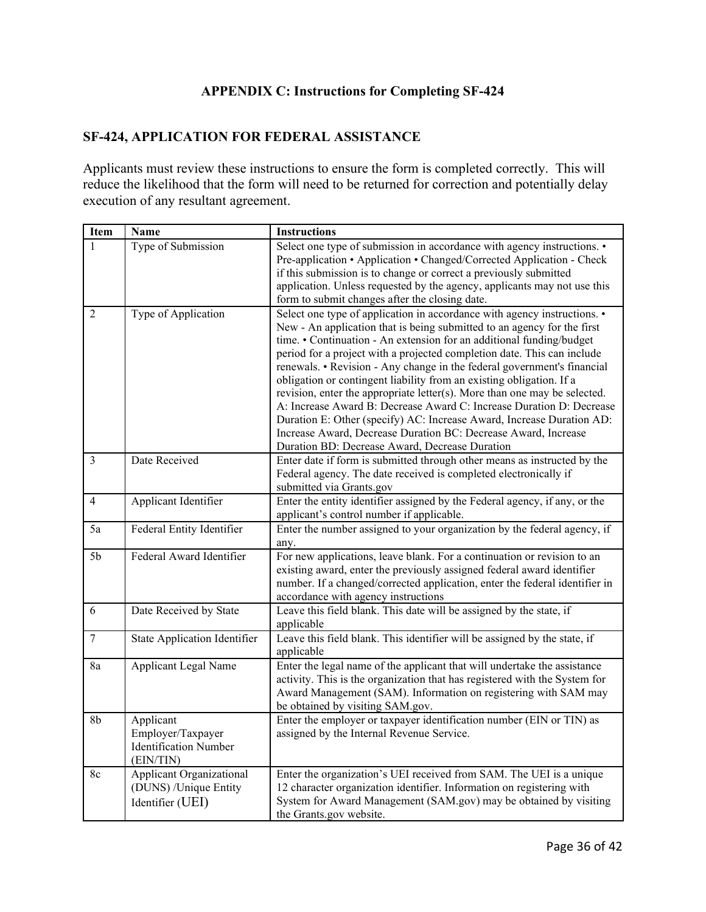## APPENDIX C: Instructions for Completing SF-424

## SF-424, APPLICATION FOR FEDERAL ASSISTANCE

Applicants must review these instructions to ensure the form is completed correctly. This will reduce the likelihood that the form will need to be returned for correction and potentially delay execution of any resultant agreement.

| Item | Name | Instructions |
|---|---|---|
| 1 | Type of Submission | Select one type of submission in accordance with agency instructions. • Pre-application • Application • Changed/Corrected Application - Check if this submission is to change or correct a previously submitted application. Unless requested by the agency, applicants may not use this form to submit changes after the closing date. |
| 2 | Type of Application | Select one type of application in accordance with agency instructions. • New - An application that is being submitted to an agency for the first time. • Continuation - An extension for an additional funding/budget period for a project with a projected completion date. This can include renewals. • Revision - Any change in the federal government's financial obligation or contingent liability from an existing obligation. If a revision, enter the appropriate letter(s). More than one may be selected. A: Increase Award B: Decrease Award C: Increase Duration D: Decrease Duration E: Other (specify) AC: Increase Award, Increase Duration AD: Increase Award, Decrease Duration BC: Decrease Award, Increase Duration BD: Decrease Award, Decrease Duration |
| 3 | Date Received | Enter date if form is submitted through other means as instructed by the Federal agency. The date received is completed electronically if submitted via Grants.gov |
| 4 | Applicant Identifier | Enter the entity identifier assigned by the Federal agency, if any, or the applicant's control number if applicable. |
| 5a | Federal Entity Identifier | Enter the number assigned to your organization by the federal agency, if any. |
| 5b | Federal Award Identifier | For new applications, leave blank. For a continuation or revision to an existing award, enter the previously assigned federal award identifier number. If a changed/corrected application, enter the federal identifier in accordance with agency instructions |
| 6 | Date Received by State | Leave this field blank. This date will be assigned by the state, if applicable |
| 7 | State Application Identifier | Leave this field blank. This identifier will be assigned by the state, if applicable |
| 8a | Applicant Legal Name | Enter the legal name of the applicant that will undertake the assistance activity. This is the organization that has registered with the System for Award Management (SAM). Information on registering with SAM may be obtained by visiting SAM.gov. |
| 8b | Applicant Employer/Taxpayer Identification Number (EIN/TIN) | Enter the employer or taxpayer identification number (EIN or TIN) as assigned by the Internal Revenue Service. |
| 8c | Applicant Organizational (DUNS) /Unique Entity Identifier (UEI) | Enter the organization's UEI received from SAM. The UEI is a unique 12 character organization identifier. Information on registering with System for Award Management (SAM.gov) may be obtained by visiting the Grants.gov website. |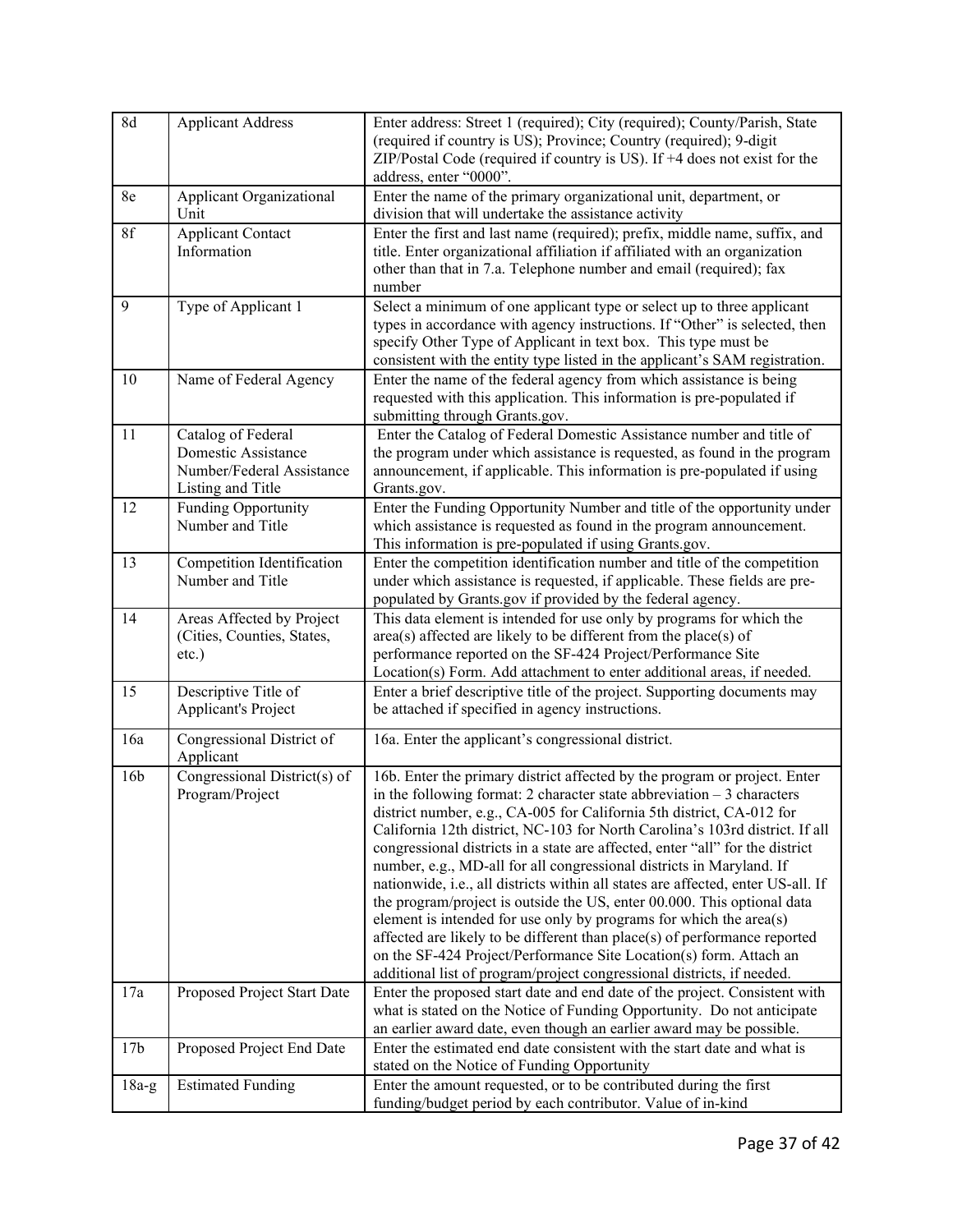| 8d | Applicant Address | Enter address: Street 1 (required); City (required); County/Parish, State (required if country is US); Province; Country (required); 9-digit ZIP/Postal Code (required if country is US). If +4 does not exist for the address, enter "0000". |
|---|---|---|
| 8e | Applicant Organizational Unit | Enter the name of the primary organizational unit, department, or division that will undertake the assistance activity |
| 8f | Applicant Contact Information | Enter the first and last name (required); prefix, middle name, suffix, and title. Enter organizational affiliation if affiliated with an organization other than that in 7.a. Telephone number and email (required); fax number |
| 9 | Type of Applicant 1 | Select a minimum of one applicant type or select up to three applicant types in accordance with agency instructions. If "Other" is selected, then specify Other Type of Applicant in text box. This type must be consistent with the entity type listed in the applicant's SAM registration. |
| 10 | Name of Federal Agency | Enter the name of the federal agency from which assistance is being requested with this application. This information is pre-populated if submitting through Grants.gov. |
| 11 | Catalog of Federal Domestic Assistance Number/Federal Assistance Listing and Title | Enter the Catalog of Federal Domestic Assistance number and title of the program under which assistance is requested, as found in the program announcement, if applicable. This information is pre-populated if using Grants.gov. |
| 12 | Funding Opportunity Number and Title | Enter the Funding Opportunity Number and title of the opportunity under which assistance is requested as found in the program announcement. This information is pre-populated if using Grants.gov. |
| 13 | Competition Identification Number and Title | Enter the competition identification number and title of the competition under which assistance is requested, if applicable. These fields are pre-populated by Grants.gov if provided by the federal agency. |
| 14 | Areas Affected by Project (Cities, Counties, States, etc.) | This data element is intended for use only by programs for which the area(s) affected are likely to be different from the place(s) of performance reported on the SF-424 Project/Performance Site Location(s) Form. Add attachment to enter additional areas, if needed. |
| 15 | Descriptive Title of Applicant's Project | Enter a brief descriptive title of the project. Supporting documents may be attached if specified in agency instructions. |
| 16a | Congressional District of Applicant | 16a. Enter the applicant's congressional district. |
| 16b | Congressional District(s) of Program/Project | 16b. Enter the primary district affected by the program or project. Enter in the following format: 2 character state abbreviation – 3 characters district number, e.g., CA-005 for California 5th district, CA-012 for California 12th district, NC-103 for North Carolina's 103rd district. If all congressional districts in a state are affected, enter "all" for the district number, e.g., MD-all for all congressional districts in Maryland. If nationwide, i.e., all districts within all states are affected, enter US-all. If the program/project is outside the US, enter 00.000. This optional data element is intended for use only by programs for which the area(s) affected are likely to be different than place(s) of performance reported on the SF-424 Project/Performance Site Location(s) form. Attach an additional list of program/project congressional districts, if needed. |
| 17a | Proposed Project Start Date | Enter the proposed start date and end date of the project. Consistent with what is stated on the Notice of Funding Opportunity. Do not anticipate an earlier award date, even though an earlier award may be possible. |
| 17b | Proposed Project End Date | Enter the estimated end date consistent with the start date and what is stated on the Notice of Funding Opportunity |
| 18a-g | Estimated Funding | Enter the amount requested, or to be contributed during the first funding/budget period by each contributor. Value of in-kind |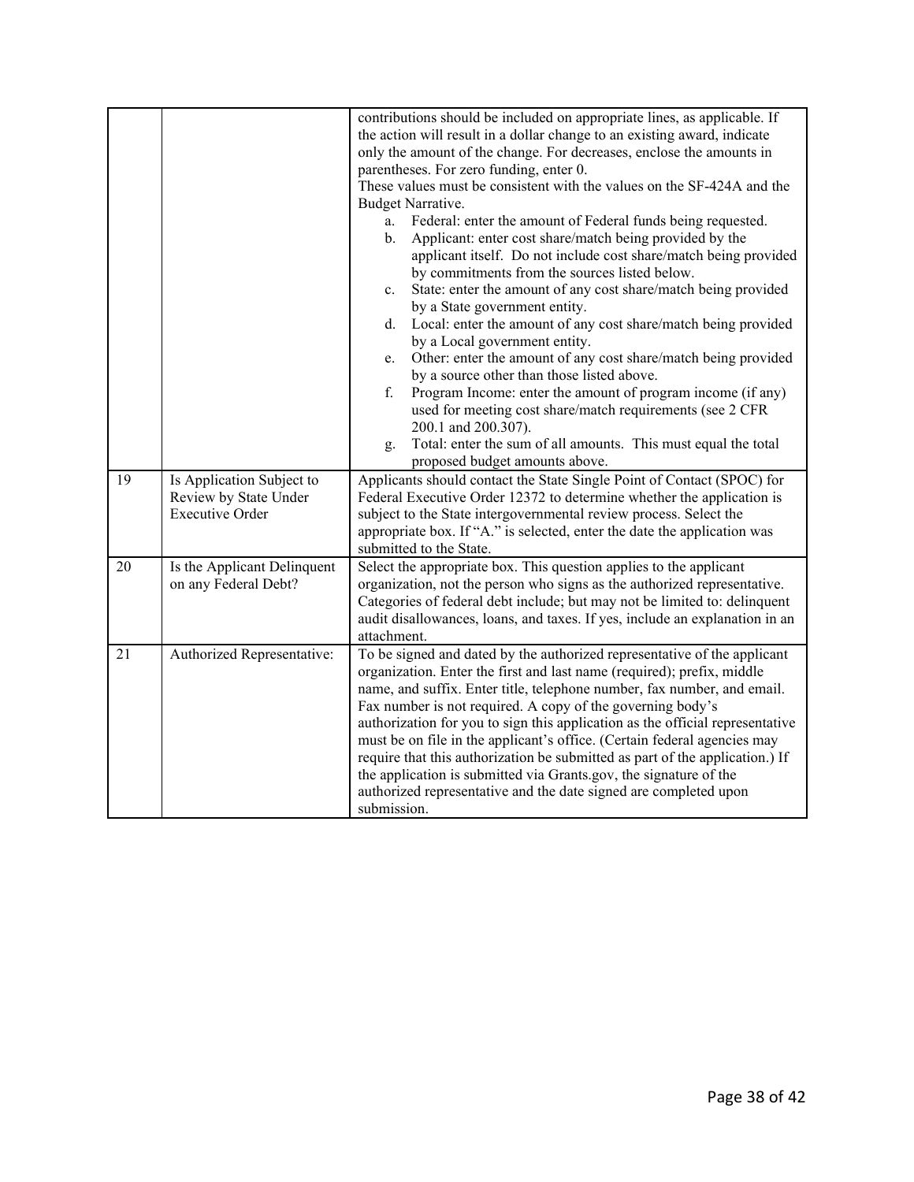| | | |
|---|---|---|
| | | contributions should be included on appropriate lines, as applicable. If the action will result in a dollar change to an existing award, indicate only the amount of the change. For decreases, enclose the amounts in parentheses. For zero funding, enter 0.<br>These values must be consistent with the values on the SF-424A and the Budget Narrative.<br>a. Federal: enter the amount of Federal funds being requested.<br>b. Applicant: enter cost share/match being provided by the applicant itself. Do not include cost share/match being provided by commitments from the sources listed below.<br>c. State: enter the amount of any cost share/match being provided by a State government entity.<br>d. Local: enter the amount of any cost share/match being provided by a Local government entity.<br>e. Other: enter the amount of any cost share/match being provided by a source other than those listed above.<br>f. Program Income: enter the amount of program income (if any) used for meeting cost share/match requirements (see 2 CFR 200.1 and 200.307).<br>g. Total: enter the sum of all amounts. This must equal the total proposed budget amounts above. |
| 19 | Is Application Subject to Review by State Under Executive Order | Applicants should contact the State Single Point of Contact (SPOC) for Federal Executive Order 12372 to determine whether the application is subject to the State intergovernmental review process. Select the appropriate box. If "A." is selected, enter the date the application was submitted to the State. |
| 20 | Is the Applicant Delinquent on any Federal Debt? | Select the appropriate box. This question applies to the applicant organization, not the person who signs as the authorized representative. Categories of federal debt include; but may not be limited to: delinquent audit disallowances, loans, and taxes. If yes, include an explanation in an attachment. |
| 21 | Authorized Representative: | To be signed and dated by the authorized representative of the applicant organization. Enter the first and last name (required); prefix, middle name, and suffix. Enter title, telephone number, fax number, and email. Fax number is not required. A copy of the governing body's authorization for you to sign this application as the official representative must be on file in the applicant's office. (Certain federal agencies may require that this authorization be submitted as part of the application.) If the application is submitted via Grants.gov, the signature of the authorized representative and the date signed are completed upon submission. |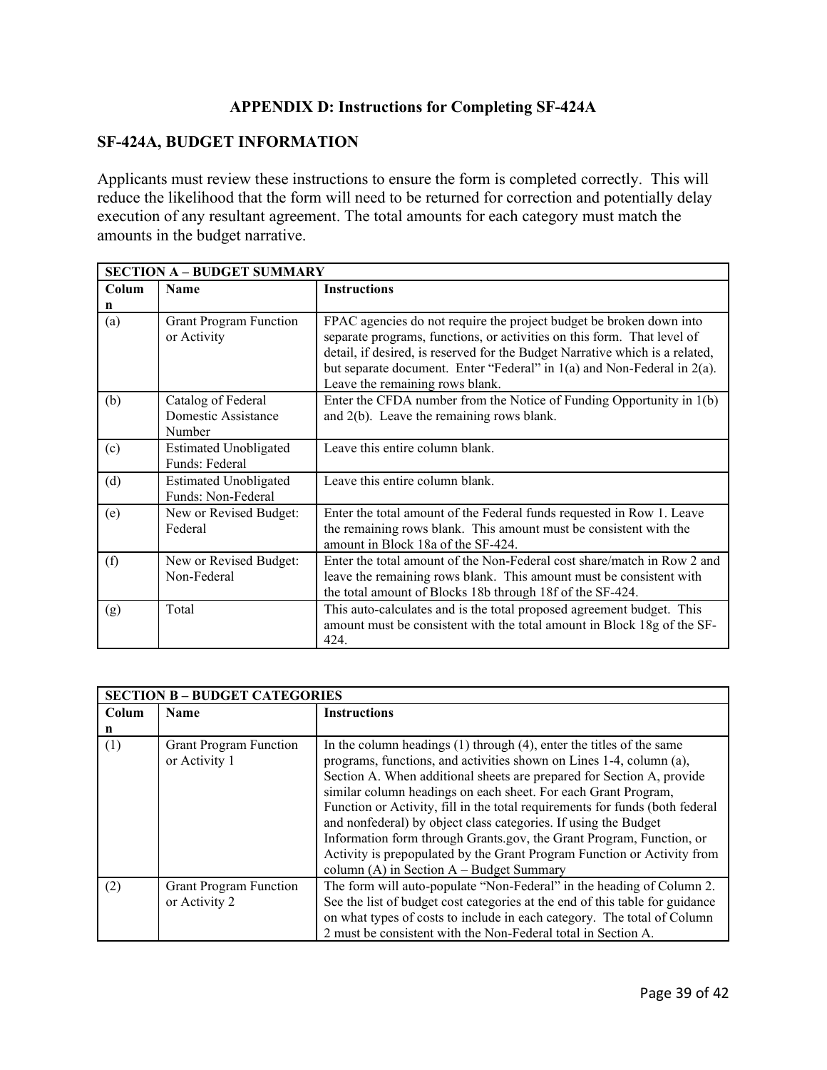# APPENDIX D: Instructions for Completing SF-424A

## SF-424A, BUDGET INFORMATION

Applicants must review these instructions to ensure the form is completed correctly. This will reduce the likelihood that the form will need to be returned for correction and potentially delay execution of any resultant agreement. The total amounts for each category must match the amounts in the budget narrative.

| **SECTION A – BUDGET SUMMARY** | | |
|---|---|---|
| **Column** | **Name** | **Instructions** |
| (a) | Grant Program Function or Activity | FPAC agencies do not require the project budget be broken down into separate programs, functions, or activities on this form. That level of detail, if desired, is reserved for the Budget Narrative which is a related, but separate document. Enter "Federal" in 1(a) and Non-Federal in 2(a). Leave the remaining rows blank. |
| (b) | Catalog of Federal Domestic Assistance Number | Enter the CFDA number from the Notice of Funding Opportunity in 1(b) and 2(b). Leave the remaining rows blank. |
| (c) | Estimated Unobligated Funds: Federal | Leave this entire column blank. |
| (d) | Estimated Unobligated Funds: Non-Federal | Leave this entire column blank. |
| (e) | New or Revised Budget: Federal | Enter the total amount of the Federal funds requested in Row 1. Leave the remaining rows blank. This amount must be consistent with the amount in Block 18a of the SF-424. |
| (f) | New or Revised Budget: Non-Federal | Enter the total amount of the Non-Federal cost share/match in Row 2 and leave the remaining rows blank. This amount must be consistent with the total amount of Blocks 18b through 18f of the SF-424. |
| (g) | Total | This auto-calculates and is the total proposed agreement budget. This amount must be consistent with the total amount in Block 18g of the SF-424. |

| **SECTION B – BUDGET CATEGORIES** | | |
|---|---|---|
| **Column** | **Name** | **Instructions** |
| (1) | Grant Program Function or Activity 1 | In the column headings (1) through (4), enter the titles of the same programs, functions, and activities shown on Lines 1-4, column (a), Section A. When additional sheets are prepared for Section A, provide similar column headings on each sheet. For each Grant Program, Function or Activity, fill in the total requirements for funds (both federal and nonfederal) by object class categories. If using the Budget Information form through Grants.gov, the Grant Program, Function, or Activity is prepopulated by the Grant Program Function or Activity from column (A) in Section A – Budget Summary |
| (2) | Grant Program Function or Activity 2 | The form will auto-populate "Non-Federal" in the heading of Column 2. See the list of budget cost categories at the end of this table for guidance on what types of costs to include in each category. The total of Column 2 must be consistent with the Non-Federal total in Section A. |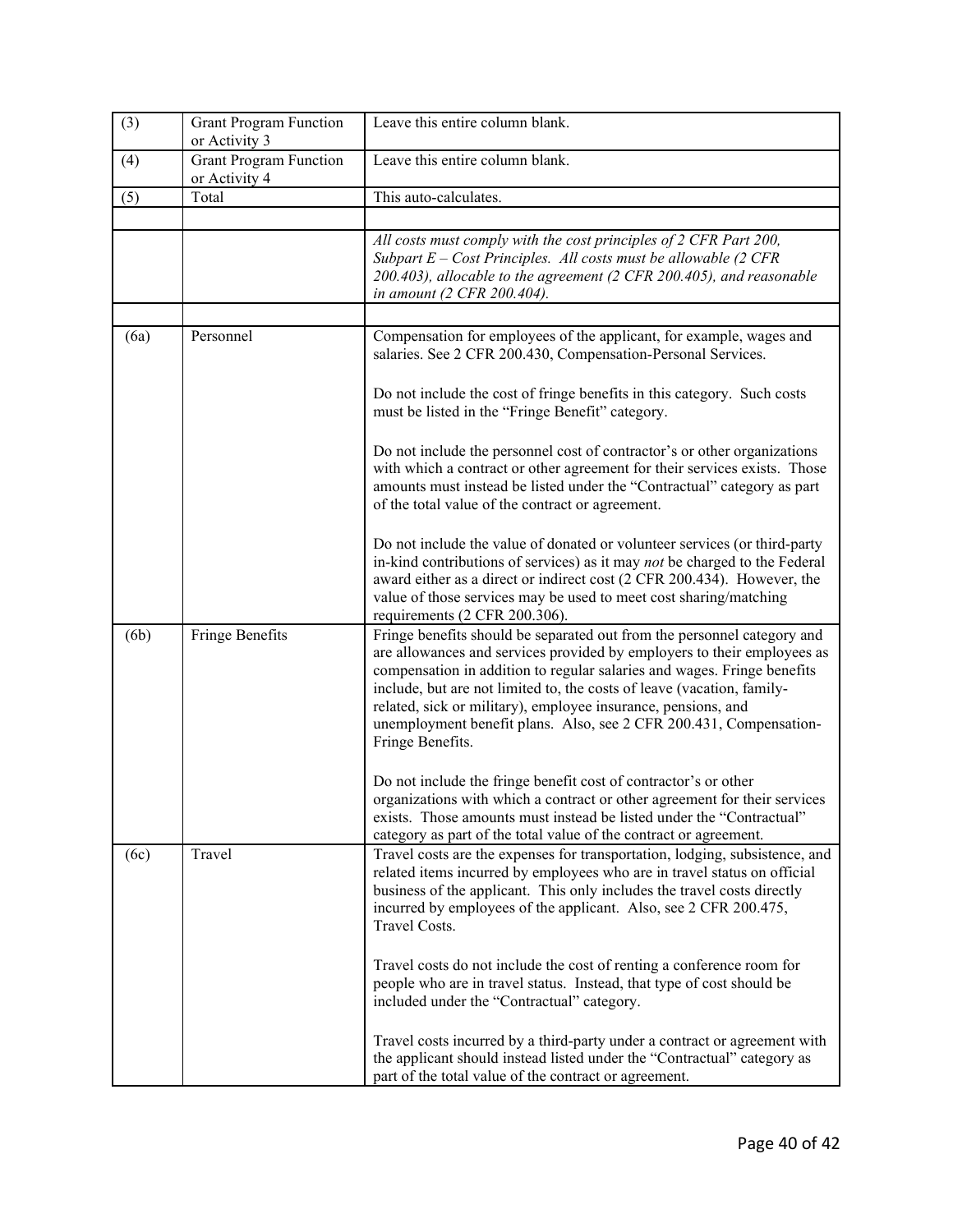| | | |
|---|---|---|
| (3) | Grant Program Function or Activity 3 | Leave this entire column blank. |
| (4) | Grant Program Function or Activity 4 | Leave this entire column blank. |
| (5) | Total | This auto-calculates. |
| | | |
| | | *All costs must comply with the cost principles of 2 CFR Part 200, Subpart E – Cost Principles. All costs must be allowable (2 CFR 200.403), allocable to the agreement (2 CFR 200.405), and reasonable in amount (2 CFR 200.404).* |
| | | |
| (6a) | Personnel | Compensation for employees of the applicant, for example, wages and salaries. See 2 CFR 200.430, Compensation-Personal Services.<br><br>Do not include the cost of fringe benefits in this category. Such costs must be listed in the "Fringe Benefit" category.<br><br>Do not include the personnel cost of contractor's or other organizations with which a contract or other agreement for their services exists. Those amounts must instead be listed under the "Contractual" category as part of the total value of the contract or agreement.<br><br>Do not include the value of donated or volunteer services (or third-party in-kind contributions of services) as it may *not* be charged to the Federal award either as a direct or indirect cost (2 CFR 200.434). However, the value of those services may be used to meet cost sharing/matching requirements (2 CFR 200.306). |
| (6b) | Fringe Benefits | Fringe benefits should be separated out from the personnel category and are allowances and services provided by employers to their employees as compensation in addition to regular salaries and wages. Fringe benefits include, but are not limited to, the costs of leave (vacation, family-related, sick or military), employee insurance, pensions, and unemployment benefit plans. Also, see 2 CFR 200.431, Compensation-Fringe Benefits.<br><br>Do not include the fringe benefit cost of contractor's or other organizations with which a contract or other agreement for their services exists. Those amounts must instead be listed under the "Contractual" category as part of the total value of the contract or agreement. |
| (6c) | Travel | Travel costs are the expenses for transportation, lodging, subsistence, and related items incurred by employees who are in travel status on official business of the applicant. This only includes the travel costs directly incurred by employees of the applicant. Also, see 2 CFR 200.475, Travel Costs.<br><br>Travel costs do not include the cost of renting a conference room for people who are in travel status. Instead, that type of cost should be included under the "Contractual" category.<br><br>Travel costs incurred by a third-party under a contract or agreement with the applicant should instead listed under the "Contractual" category as part of the total value of the contract or agreement. |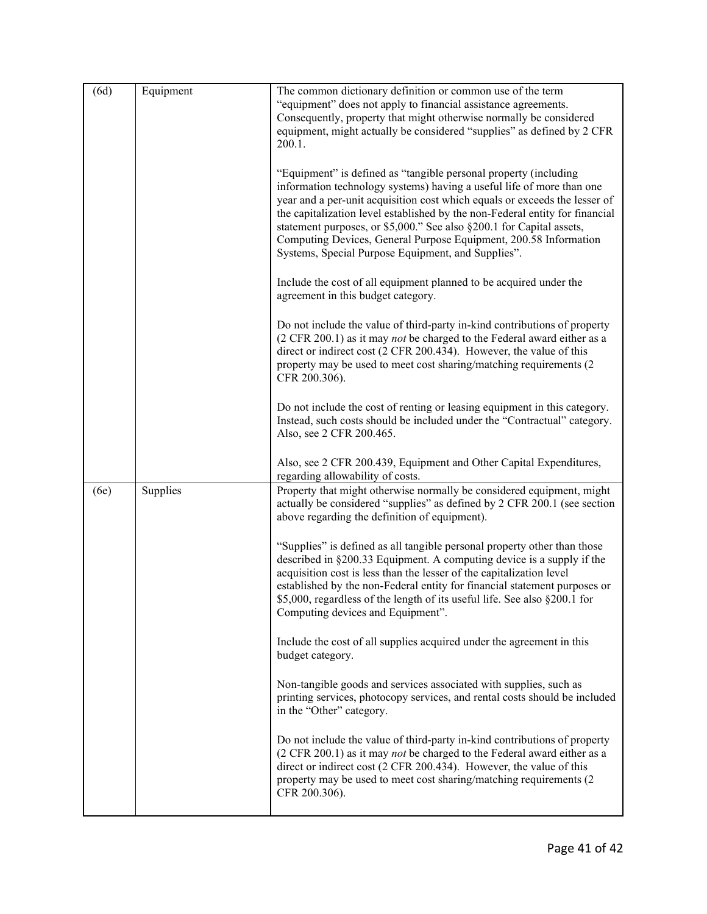| (6d) | Equipment | The common dictionary definition or common use of the term "equipment" does not apply to financial assistance agreements. Consequently, property that might otherwise normally be considered equipment, might actually be considered "supplies" as defined by 2 CFR 200.1.<br><br>"Equipment" is defined as "tangible personal property (including information technology systems) having a useful life of more than one year and a per-unit acquisition cost which equals or exceeds the lesser of the capitalization level established by the non-Federal entity for financial statement purposes, or $5,000." See also §200.1 for Capital assets, Computing Devices, General Purpose Equipment, 200.58 Information Systems, Special Purpose Equipment, and Supplies".<br><br>Include the cost of all equipment planned to be acquired under the agreement in this budget category.<br><br>Do not include the value of third-party in-kind contributions of property (2 CFR 200.1) as it may *not* be charged to the Federal award either as a direct or indirect cost (2 CFR 200.434). However, the value of this property may be used to meet cost sharing/matching requirements (2 CFR 200.306).<br><br>Do not include the cost of renting or leasing equipment in this category. Instead, such costs should be included under the "Contractual" category. Also, see 2 CFR 200.465.<br><br>Also, see 2 CFR 200.439, Equipment and Other Capital Expenditures, regarding allowability of costs. |
|---|---|---|
| (6e) | Supplies | Property that might otherwise normally be considered equipment, might actually be considered "supplies" as defined by 2 CFR 200.1 (see section above regarding the definition of equipment).<br><br>"Supplies" is defined as all tangible personal property other than those described in §200.33 Equipment. A computing device is a supply if the acquisition cost is less than the lesser of the capitalization level established by the non-Federal entity for financial statement purposes or $5,000, regardless of the length of its useful life. See also §200.1 for Computing devices and Equipment".<br><br>Include the cost of all supplies acquired under the agreement in this budget category.<br><br>Non-tangible goods and services associated with supplies, such as printing services, photocopy services, and rental costs should be included in the "Other" category.<br><br>Do not include the value of third-party in-kind contributions of property (2 CFR 200.1) as it may *not* be charged to the Federal award either as a direct or indirect cost (2 CFR 200.434). However, the value of this property may be used to meet cost sharing/matching requirements (2 CFR 200.306). |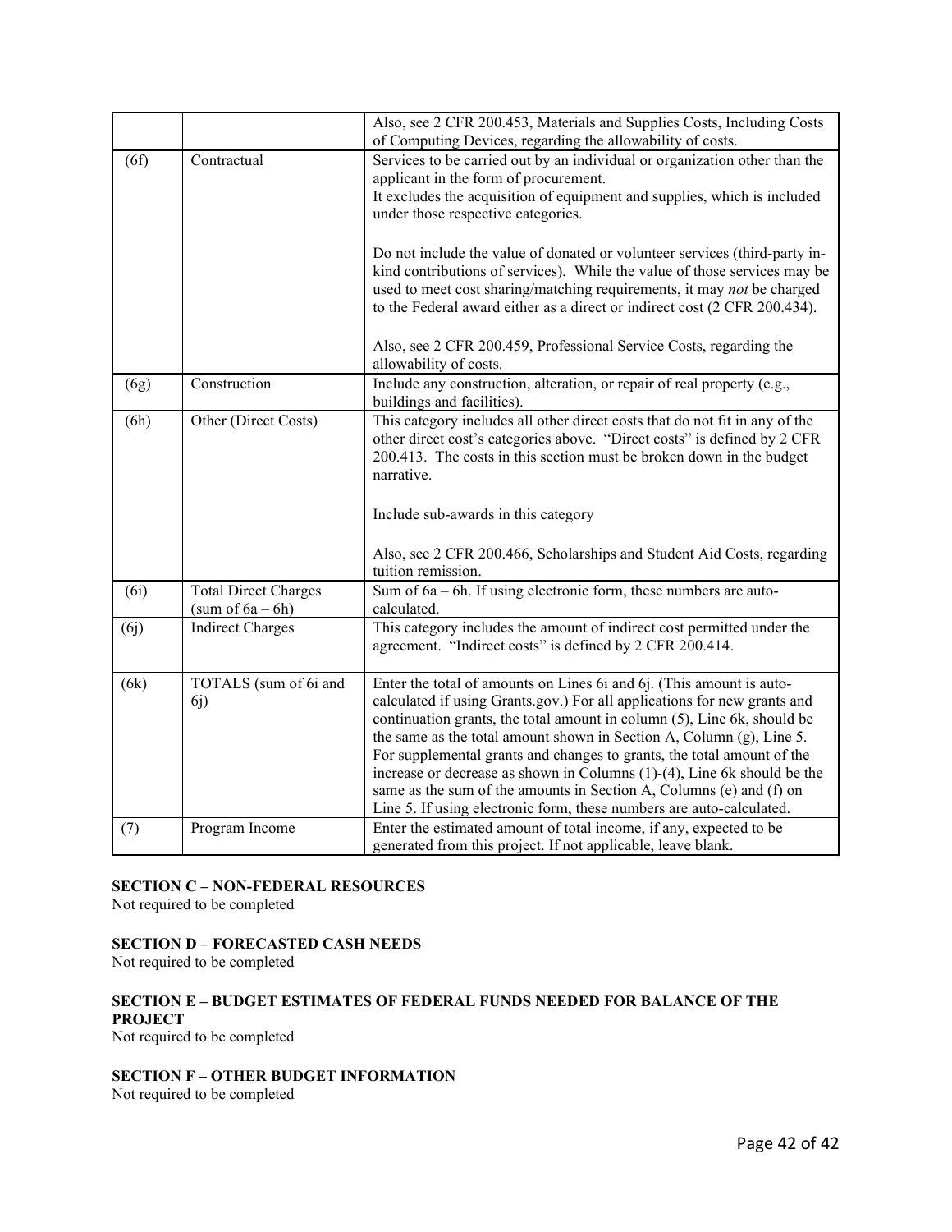| | | |
|---|---|---|
| | | Also, see 2 CFR 200.453, Materials and Supplies Costs, Including Costs of Computing Devices, regarding the allowability of costs. |
| (6f) | Contractual | Services to be carried out by an individual or organization other than the applicant in the form of procurement.<br>It excludes the acquisition of equipment and supplies, which is included under those respective categories.<br><br>Do not include the value of donated or volunteer services (third-party in-kind contributions of services). While the value of those services may be used to meet cost sharing/matching requirements, it may *not* be charged to the Federal award either as a direct or indirect cost (2 CFR 200.434).<br><br>Also, see 2 CFR 200.459, Professional Service Costs, regarding the allowability of costs. |
| (6g) | Construction | Include any construction, alteration, or repair of real property (e.g., buildings and facilities). |
| (6h) | Other (Direct Costs) | This category includes all other direct costs that do not fit in any of the other direct cost's categories above. "Direct costs" is defined by 2 CFR 200.413. The costs in this section must be broken down in the budget narrative.<br><br>Include sub-awards in this category<br><br>Also, see 2 CFR 200.466, Scholarships and Student Aid Costs, regarding tuition remission. |
| (6i) | Total Direct Charges (sum of 6a – 6h) | Sum of 6a – 6h. If using electronic form, these numbers are auto-calculated. |
| (6j) | Indirect Charges | This category includes the amount of indirect cost permitted under the agreement. "Indirect costs" is defined by 2 CFR 200.414. |
| (6k) | TOTALS (sum of 6i and 6j) | Enter the total of amounts on Lines 6i and 6j. (This amount is auto-calculated if using Grants.gov.) For all applications for new grants and continuation grants, the total amount in column (5), Line 6k, should be the same as the total amount shown in Section A, Column (g), Line 5. For supplemental grants and changes to grants, the total amount of the increase or decrease as shown in Columns (1)-(4), Line 6k should be the same as the sum of the amounts in Section A, Columns (e) and (f) on Line 5. If using electronic form, these numbers are auto-calculated. |
| (7) | Program Income | Enter the estimated amount of total income, if any, expected to be generated from this project. If not applicable, leave blank. |

**SECTION C – NON-FEDERAL RESOURCES**
Not required to be completed

**SECTION D – FORECASTED CASH NEEDS**
Not required to be completed

**SECTION E – BUDGET ESTIMATES OF FEDERAL FUNDS NEEDED FOR BALANCE OF THE PROJECT**
Not required to be completed

**SECTION F – OTHER BUDGET INFORMATION**
Not required to be completed